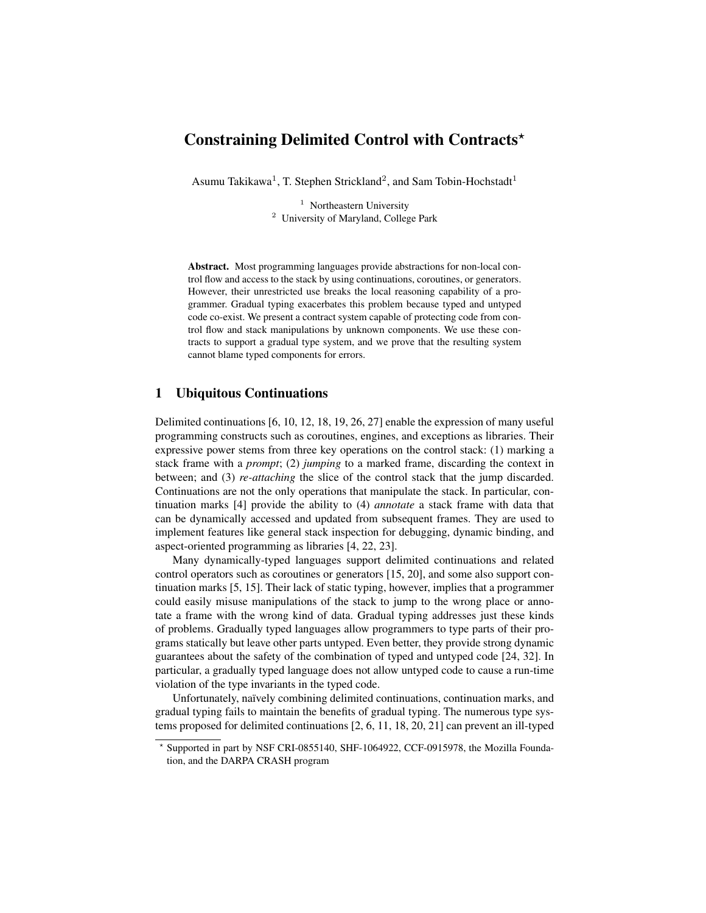# Constraining Delimited Control with Contracts*

Asumu Takikawa[1], T. Stephen Strickland[2], and Sam Tobin-Hochstadt[1]

[1] Northeastern University
[2] University of Maryland, College Park

**Abstract.** Most programming languages provide abstractions for non-local control flow and access to the stack by using continuations, coroutines, or generators. However, their unrestricted use breaks the local reasoning capability of a programmer. Gradual typing exacerbates this problem because typed and untyped code co-exist. We present a contract system capable of protecting code from control flow and stack manipulations by unknown components. We use these contracts to support a gradual type system, and we prove that the resulting system cannot blame typed components for errors.

## 1 Ubiquitous Continuations

Delimited continuations [6, 10, 12, 18, 19, 26, 27] enable the expression of many useful programming constructs such as coroutines, engines, and exceptions as libraries. Their expressive power stems from three key operations on the control stack: (1) marking a stack frame with a *prompt*; (2) *jumping* to a marked frame, discarding the context in between; and (3) *re-attaching* the slice of the control stack that the jump discarded. Continuations are not the only operations that manipulate the stack. In particular, continuation marks [4] provide the ability to (4) *annotate* a stack frame with data that can be dynamically accessed and updated from subsequent frames. They are used to implement features like general stack inspection for debugging, dynamic binding, and aspect-oriented programming as libraries [4, 22, 23].

Many dynamically-typed languages support delimited continuations and related control operators such as coroutines or generators [15, 20], and some also support continuation marks [5, 15]. Their lack of static typing, however, implies that a programmer could easily misuse manipulations of the stack to jump to the wrong place or annotate a frame with the wrong kind of data. Gradual typing addresses just these kinds of problems. Gradually typed languages allow programmers to type parts of their programs statically but leave other parts untyped. Even better, they provide strong dynamic guarantees about the safety of the combination of typed and untyped code [24, 32]. In particular, a gradually typed language does not allow untyped code to cause a run-time violation of the type invariants in the typed code.

Unfortunately, naïvely combining delimited continuations, continuation marks, and gradual typing fails to maintain the benefits of gradual typing. The numerous type systems proposed for delimited continuations [2, 6, 11, 18, 20, 21] can prevent an ill-typed

* Supported in part by NSF CRI-0855140, SHF-1064922, CCF-0915978, the Mozilla Foundation, and the DARPA CRASH program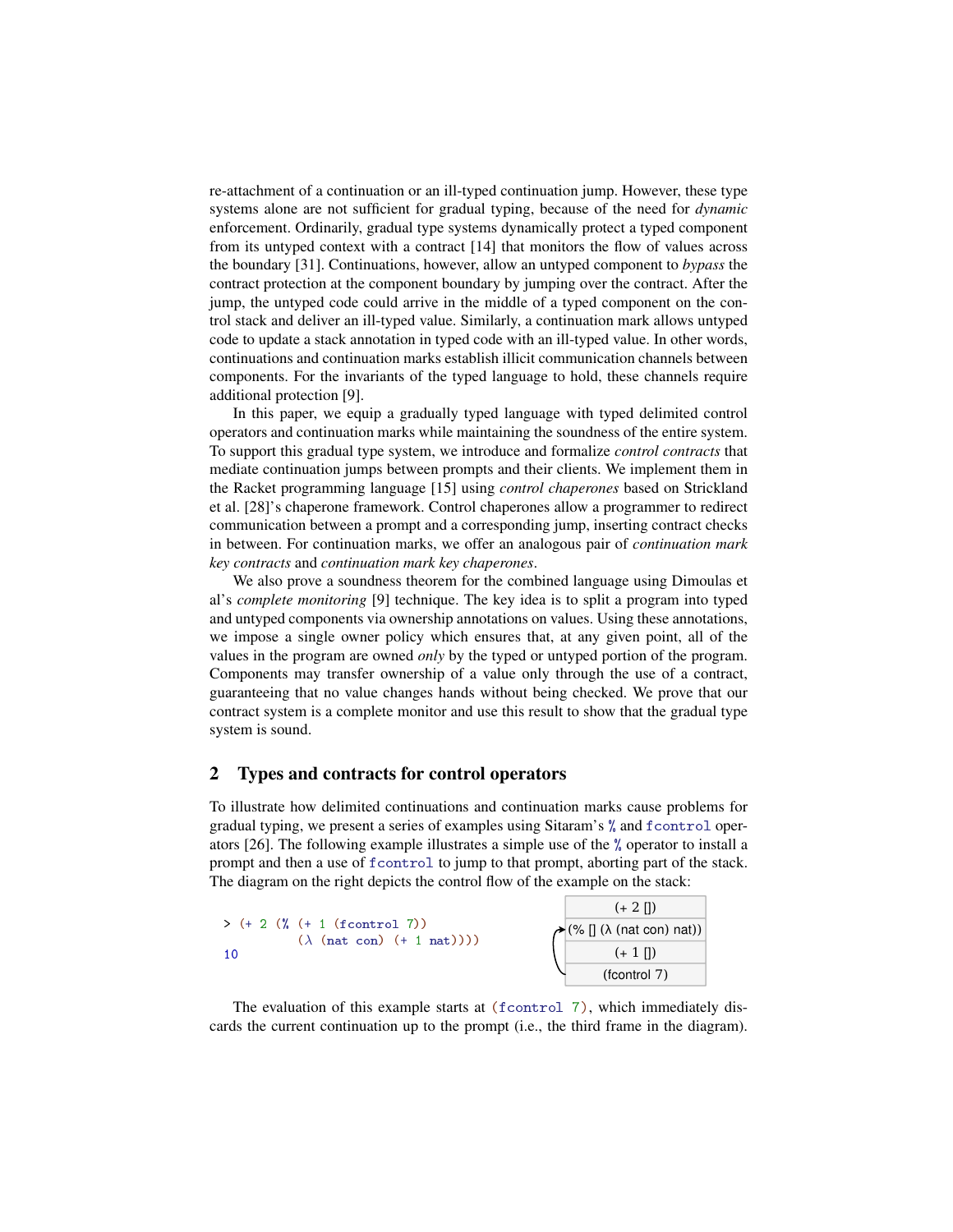re-attachment of a continuation or an ill-typed continuation jump. However, these type systems alone are not sufficient for gradual typing, because of the need for *dynamic* enforcement. Ordinarily, gradual type systems dynamically protect a typed component from its untyped context with a contract [14] that monitors the flow of values across the boundary [31]. Continuations, however, allow an untyped component to *bypass* the contract protection at the component boundary by jumping over the contract. After the jump, the untyped code could arrive in the middle of a typed component on the control stack and deliver an ill-typed value. Similarly, a continuation mark allows untyped code to update a stack annotation in typed code with an ill-typed value. In other words, continuations and continuation marks establish illicit communication channels between components. For the invariants of the typed language to hold, these channels require additional protection [9].

In this paper, we equip a gradually typed language with typed delimited control operators and continuation marks while maintaining the soundness of the entire system. To support this gradual type system, we introduce and formalize *control contracts* that mediate continuation jumps between prompts and their clients. We implement them in the Racket programming language [15] using *control chaperones* based on Strickland et al. [28]'s chaperone framework. Control chaperones allow a programmer to redirect communication between a prompt and a corresponding jump, inserting contract checks in between. For continuation marks, we offer an analogous pair of *continuation mark key contracts* and *continuation mark key chaperones*.

We also prove a soundness theorem for the combined language using Dimoulas et al's *complete monitoring* [9] technique. The key idea is to split a program into typed and untyped components via ownership annotations on values. Using these annotations, we impose a single owner policy which ensures that, at any given point, all of the values in the program are owned *only* by the typed or untyped portion of the program. Components may transfer ownership of a value only through the use of a contract, guaranteeing that no value changes hands without being checked. We prove that our contract system is a complete monitor and use this result to show that the gradual type system is sound.

## 2 Types and contracts for control operators

To illustrate how delimited continuations and continuation marks cause problems for gradual typing, we present a series of examples using Sitaram's `%` and `fcontrol` operators [26]. The following example illustrates a simple use of the `%` operator to install a prompt and then a use of `fcontrol` to jump to that prompt, aborting part of the stack. The diagram on the right depicts the control flow of the example on the stack:

```
> (+ 2 (% (+ 1 (fcontrol 7))
          (λ (nat con) (+ 1 nat))))
10
```

(+ 2 [])
(% [] (λ (nat con) nat))
(+ 1 [])
(fcontrol 7)

The evaluation of this example starts at `(fcontrol 7)`, which immediately discards the current continuation up to the prompt (i.e., the third frame in the diagram).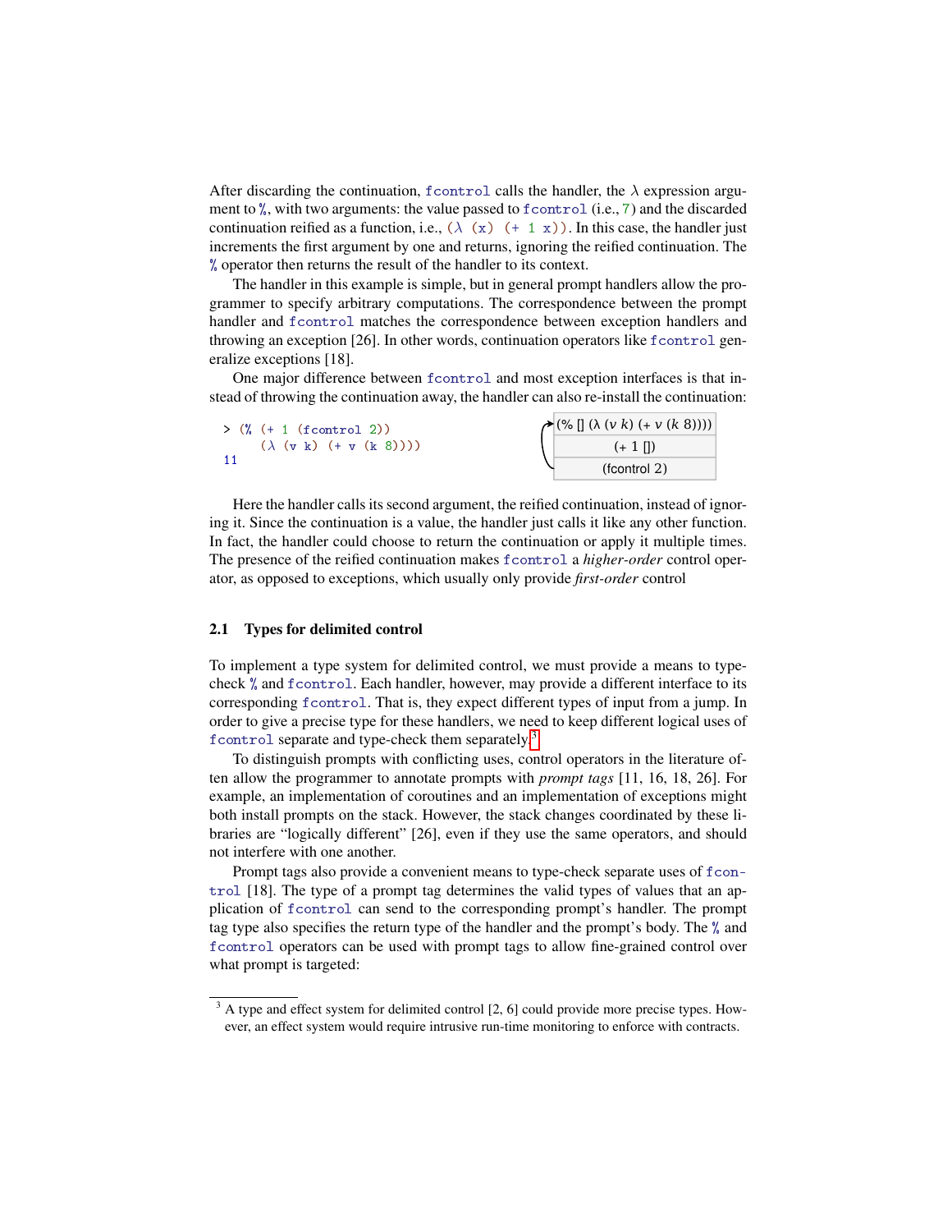After discarding the continuation, `fcontrol` calls the handler, the λ expression argument to `%`, with two arguments: the value passed to `fcontrol` (i.e., `7`) and the discarded continuation reified as a function, i.e., `(λ (x) (+ 1 x))`. In this case, the handler just increments the first argument by one and returns, ignoring the reified continuation. The `%` operator then returns the result of the handler to its context.

The handler in this example is simple, but in general prompt handlers allow the programmer to specify arbitrary computations. The correspondence between the prompt handler and `fcontrol` matches the correspondence between exception handlers and throwing an exception [26]. In other words, continuation operators like `fcontrol` generalize exceptions [18].

One major difference between `fcontrol` and most exception interfaces is that instead of throwing the continuation away, the handler can also re-install the continuation:

```
> (% (+ 1 (fcontrol 2))
     (λ (v k) (+ v (k 8))))
11
```

```
(% [] (λ (v k) (+ v (k 8))))
(+ 1 [])
(fcontrol 2)
```

Here the handler calls its second argument, the reified continuation, instead of ignoring it. Since the continuation is a value, the handler just calls it like any other function. In fact, the handler could choose to return the continuation or apply it multiple times. The presence of the reified continuation makes `fcontrol` a *higher-order* control operator, as opposed to exceptions, which usually only provide *first-order* control

### 2.1 Types for delimited control

To implement a type system for delimited control, we must provide a means to type-check `%` and `fcontrol`. Each handler, however, may provide a different interface to its corresponding `fcontrol`. That is, they expect different types of input from a jump. In order to give a precise type for these handlers, we need to keep different logical uses of `fcontrol` separate and type-check them separately.[3]

To distinguish prompts with conflicting uses, control operators in the literature often allow the programmer to annotate prompts with *prompt tags* [11, 16, 18, 26]. For example, an implementation of coroutines and an implementation of exceptions might both install prompts on the stack. However, the stack changes coordinated by these libraries are "logically different" [26], even if they use the same operators, and should not interfere with one another.

Prompt tags also provide a convenient means to type-check separate uses of `fcontrol` [18]. The type of a prompt tag determines the valid types of values that an application of `fcontrol` can send to the corresponding prompt's handler. The prompt tag type also specifies the return type of the handler and the prompt's body. The `%` and `fcontrol` operators can be used with prompt tags to allow fine-grained control over what prompt is targeted:

---

[3] A type and effect system for delimited control [2, 6] could provide more precise types. However, an effect system would require intrusive run-time monitoring to enforce with contracts.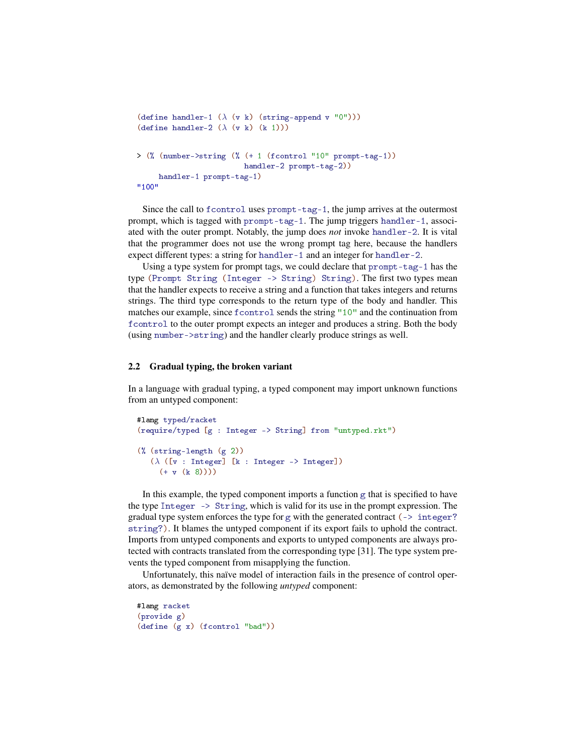```
(define handler-1 (λ (v k) (string-append v "0")))
(define handler-2 (λ (v k) (k 1)))


> (% (number->string (% (+ 1 (fcontrol "10" prompt-tag-1))
                        handler-2 prompt-tag-2))
     handler-1 prompt-tag-1)
"100"
```

Since the call to `fcontrol` uses `prompt-tag-1`, the jump arrives at the outermost prompt, which is tagged with `prompt-tag-1`. The jump triggers `handler-1`, associated with the outer prompt. Notably, the jump does *not* invoke `handler-2`. It is vital that the programmer does not use the wrong prompt tag here, because the handlers expect different types: a string for `handler-1` and an integer for `handler-2`.

Using a type system for prompt tags, we could declare that `prompt-tag-1` has the type `(Prompt String (Integer -> String) String)`. The first two types mean that the handler expects to receive a string and a function that takes integers and returns strings. The third type corresponds to the return type of the body and handler. This matches our example, since `fcontrol` sends the string `"10"` and the continuation from `fcontrol` to the outer prompt expects an integer and produces a string. Both the body (using `number->string`) and the handler clearly produce strings as well.

## 2.2 Gradual typing, the broken variant

In a language with gradual typing, a typed component may import unknown functions from an untyped component:

```
#lang typed/racket
(require/typed [g : Integer -> String] from "untyped.rkt")

(% (string-length (g 2))
   (λ ([v : Integer] [k : Integer -> Integer])
     (+ v (k 8))))
```

In this example, the typed component imports a function `g` that is specified to have the type `Integer -> String`, which is valid for its use in the prompt expression. The gradual type system enforces the type for `g` with the generated contract `(-> integer? string?)`. It blames the untyped component if its export fails to uphold the contract. Imports from untyped components and exports to untyped components are always protected with contracts translated from the corresponding type [31]. The type system prevents the typed component from misapplying the function.

Unfortunately, this naïve model of interaction fails in the presence of control operators, as demonstrated by the following *untyped* component:

```
#lang racket
(provide g)
(define (g x) (fcontrol "bad"))
```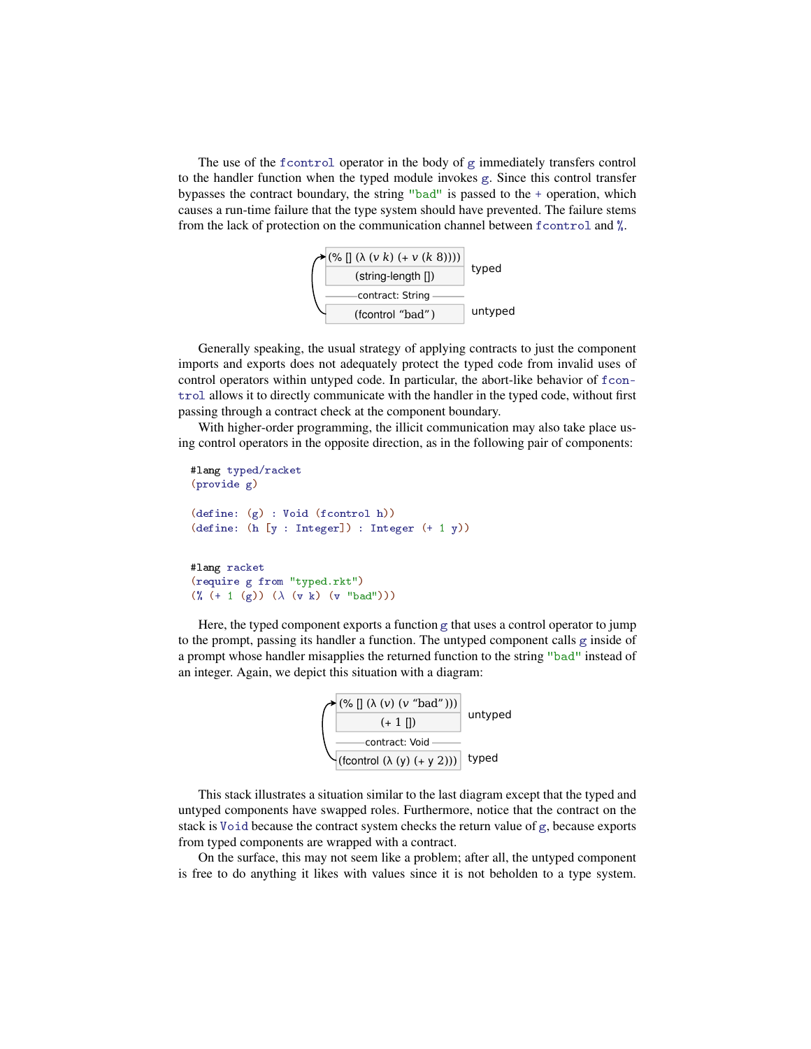The use of the `fcontrol` operator in the body of `g` immediately transfers control to the handler function when the typed module invokes `g`. Since this control transfer bypasses the contract boundary, the string `"bad"` is passed to the `+` operation, which causes a run-time failure that the type system should have prevented. The failure stems from the lack of protection on the communication channel between `fcontrol` and `%`.

(% [] (λ (v k) (+ v (k 8))))
(string-length [])
typed
contract: String
(fcontrol "bad")
untyped

Generally speaking, the usual strategy of applying contracts to just the component imports and exports does not adequately protect the typed code from invalid uses of control operators within untyped code. In particular, the abort-like behavior of `fcontrol` allows it to directly communicate with the handler in the typed code, without first passing through a contract check at the component boundary.

With higher-order programming, the illicit communication may also take place using control operators in the opposite direction, as in the following pair of components:

```
#lang typed/racket
(provide g)

(define: (g) : Void (fcontrol h))
(define: (h [y : Integer]) : Integer (+ 1 y))
```

```
#lang racket
(require g from "typed.rkt")
(% (+ 1 (g)) (λ (v k) (v "bad")))
```

Here, the typed component exports a function `g` that uses a control operator to jump to the prompt, passing its handler a function. The untyped component calls `g` inside of a prompt whose handler misapplies the returned function to the string `"bad"` instead of an integer. Again, we depict this situation with a diagram:

(% [] (λ (v) (v "bad")))
(+ 1 [])
untyped
contract: Void
(fcontrol (λ (y) (+ y 2)))
typed

This stack illustrates a situation similar to the last diagram except that the typed and untyped components have swapped roles. Furthermore, notice that the contract on the stack is `Void` because the contract system checks the return value of `g`, because exports from typed components are wrapped with a contract.

On the surface, this may not seem like a problem; after all, the untyped component is free to do anything it likes with values since it is not beholden to a type system.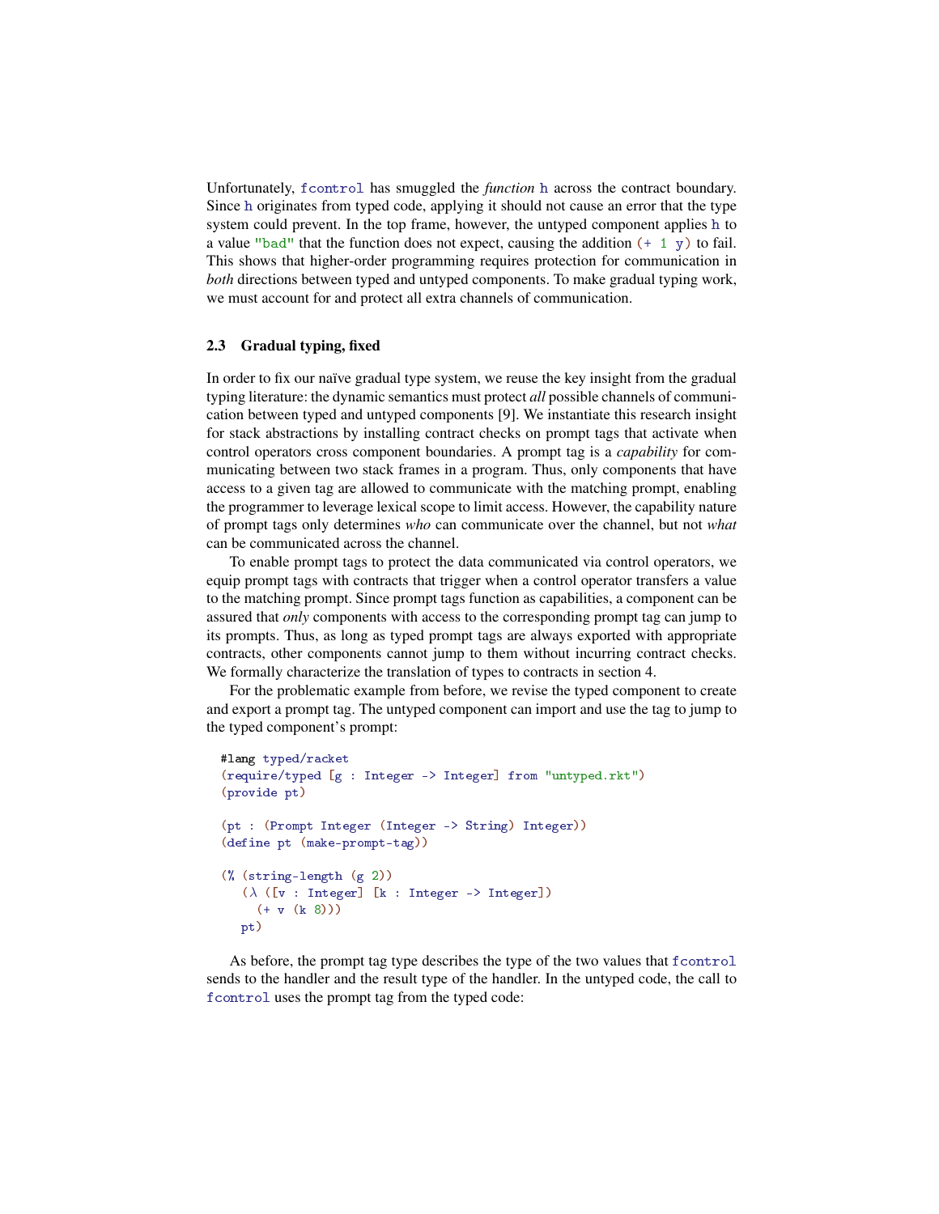Unfortunately, `fcontrol` has smuggled the *function* `h` across the contract boundary. Since `h` originates from typed code, applying it should not cause an error that the type system could prevent. In the top frame, however, the untyped component applies `h` to a value `"bad"` that the function does not expect, causing the addition `(+ 1 y)` to fail. This shows that higher-order programming requires protection for communication in *both* directions between typed and untyped components. To make gradual typing work, we must account for and protect all extra channels of communication.

### 2.3 Gradual typing, fixed

In order to fix our naïve gradual type system, we reuse the key insight from the gradual typing literature: the dynamic semantics must protect *all* possible channels of communication between typed and untyped components [9]. We instantiate this research insight for stack abstractions by installing contract checks on prompt tags that activate when control operators cross component boundaries. A prompt tag is a *capability* for communicating between two stack frames in a program. Thus, only components that have access to a given tag are allowed to communicate with the matching prompt, enabling the programmer to leverage lexical scope to limit access. However, the capability nature of prompt tags only determines *who* can communicate over the channel, but not *what* can be communicated across the channel.

To enable prompt tags to protect the data communicated via control operators, we equip prompt tags with contracts that trigger when a control operator transfers a value to the matching prompt. Since prompt tags function as capabilities, a component can be assured that *only* components with access to the corresponding prompt tag can jump to its prompts. Thus, as long as typed prompt tags are always exported with appropriate contracts, other components cannot jump to them without incurring contract checks. We formally characterize the translation of types to contracts in section 4.

For the problematic example from before, we revise the typed component to create and export a prompt tag. The untyped component can import and use the tag to jump to the typed component's prompt:

```
#lang typed/racket
(require/typed [g : Integer -> Integer] from "untyped.rkt")
(provide pt)

(pt : (Prompt Integer (Integer -> String) Integer))
(define pt (make-prompt-tag))

(% (string-length (g 2))
   (λ ([v : Integer] [k : Integer -> Integer])
     (+ v (k 8)))
   pt)
```

As before, the prompt tag type describes the type of the two values that `fcontrol` sends to the handler and the result type of the handler. In the untyped code, the call to `fcontrol` uses the prompt tag from the typed code: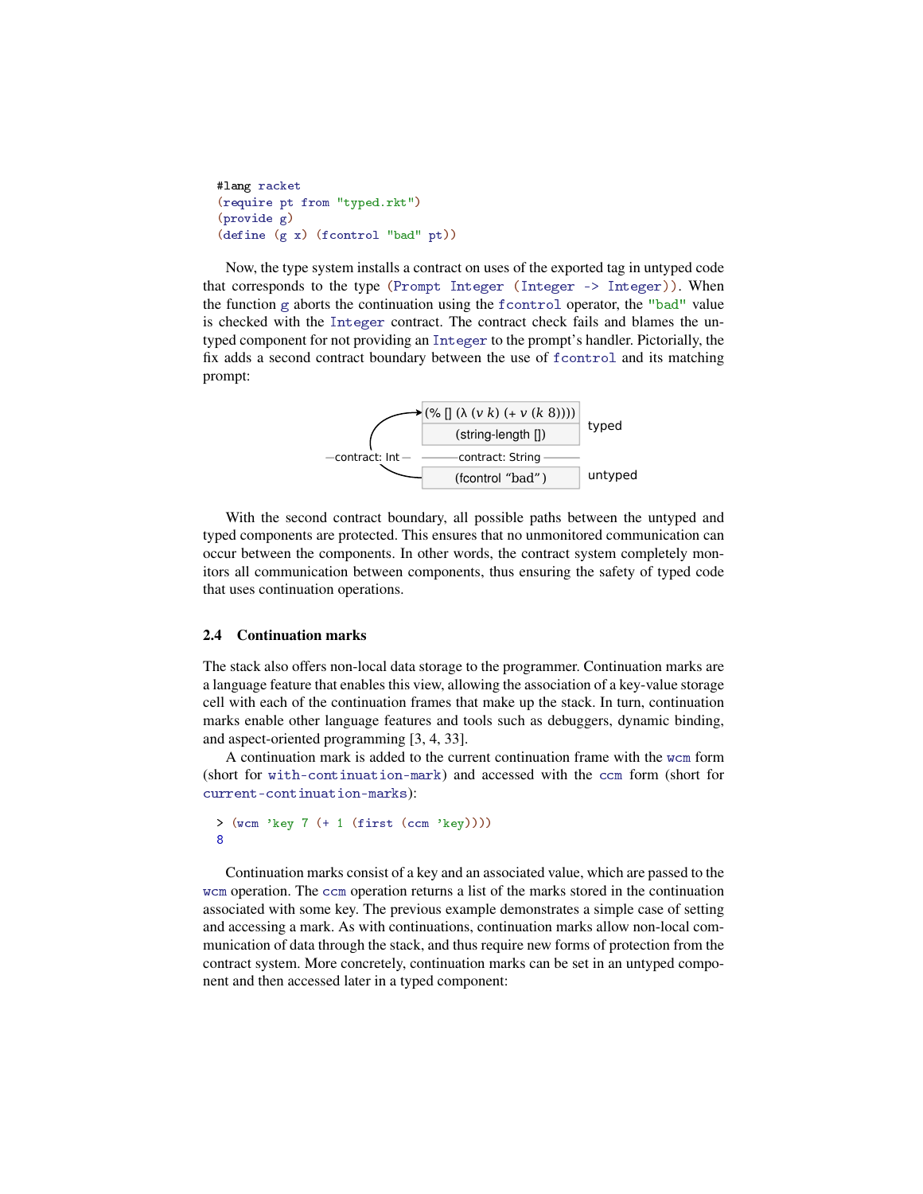```
#lang racket
(require pt from "typed.rkt")
(provide g)
(define (g x) (fcontrol "bad" pt))
```

Now, the type system installs a contract on uses of the exported tag in untyped code that corresponds to the type `(Prompt Integer (Integer -> Integer))`. When the function `g` aborts the continuation using the `fcontrol` operator, the `"bad"` value is checked with the `Integer` contract. The contract check fails and blames the untyped component for not providing an `Integer` to the prompt's handler. Pictorially, the fix adds a second contract boundary between the use of `fcontrol` and its matching prompt:

(% [] (λ (v k) (+ v (k 8))))

(string-length [])

typed

—contract: Int—

——contract: String——

(fcontrol "bad")

untyped

With the second contract boundary, all possible paths between the untyped and typed components are protected. This ensures that no unmonitored communication can occur between the components. In other words, the contract system completely monitors all communication between components, thus ensuring the safety of typed code that uses continuation operations.

### 2.4 Continuation marks

The stack also offers non-local data storage to the programmer. Continuation marks are a language feature that enables this view, allowing the association of a key-value storage cell with each of the continuation frames that make up the stack. In turn, continuation marks enable other language features and tools such as debuggers, dynamic binding, and aspect-oriented programming [3, 4, 33].

A continuation mark is added to the current continuation frame with the `wcm` form (short for `with-continuation-mark`) and accessed with the `ccm` form (short for `current-continuation-marks`):

```
> (wcm 'key 7 (+ 1 (first (ccm 'key))))
8
```

Continuation marks consist of a key and an associated value, which are passed to the `wcm` operation. The `ccm` operation returns a list of the marks stored in the continuation associated with some key. The previous example demonstrates a simple case of setting and accessing a mark. As with continuations, continuation marks allow non-local communication of data through the stack, and thus require new forms of protection from the contract system. More concretely, continuation marks can be set in an untyped component and then accessed later in a typed component: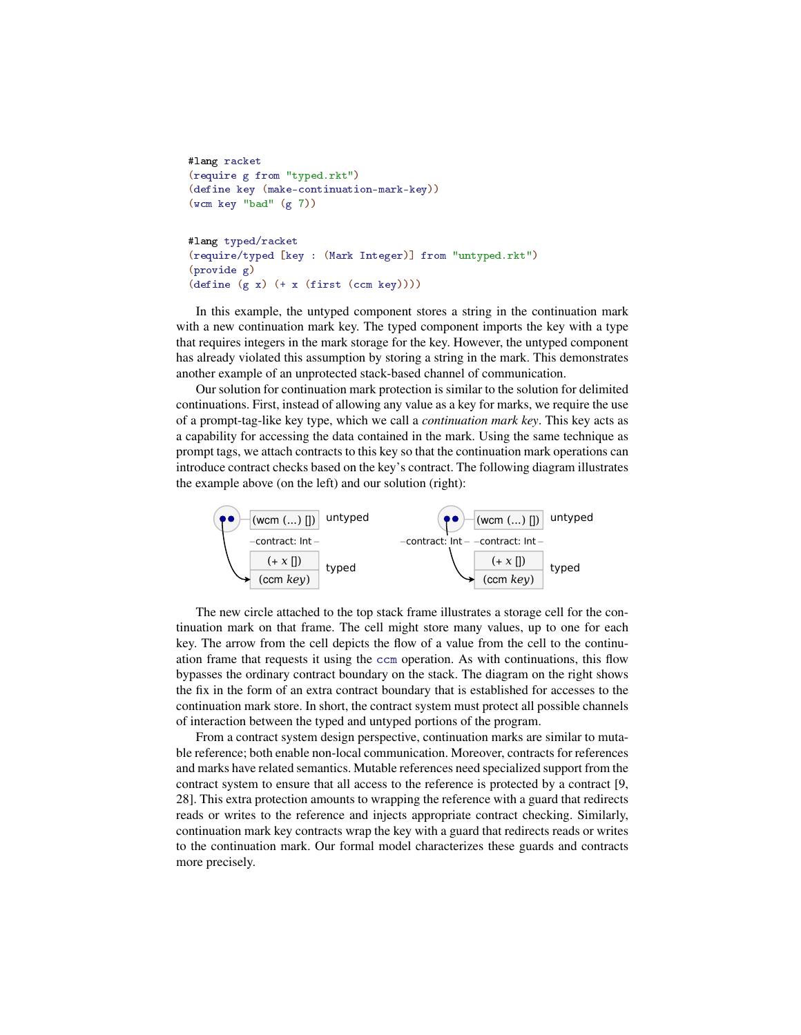```
#lang racket
(require g from "typed.rkt")
(define key (make-continuation-mark-key))
(wcm key "bad" (g 7))
```

```
#lang typed/racket
(require/typed [key : (Mark Integer)] from "untyped.rkt")
(provide g)
(define (g x) (+ x (first (ccm key))))
```

In this example, the untyped component stores a string in the continuation mark with a new continuation mark key. The typed component imports the key with a type that requires integers in the mark storage for the key. However, the untyped component has already violated this assumption by storing a string in the mark. This demonstrates another example of an unprotected stack-based channel of communication.

Our solution for continuation mark protection is similar to the solution for delimited continuations. First, instead of allowing any value as a key for marks, we require the use of a prompt-tag-like key type, which we call a *continuation mark key*. This key acts as a capability for accessing the data contained in the mark. Using the same technique as prompt tags, we attach contracts to this key so that the continuation mark operations can introduce contract checks based on the key's contract. The following diagram illustrates the example above (on the left) and our solution (right):

(wcm (...) []) untyped
–contract: Int–
(+ x []) typed
(ccm *key*)

(wcm (...) []) untyped
–contract: Int– –contract: Int–
(+ x []) typed
(ccm *key*)

The new circle attached to the top stack frame illustrates a storage cell for the continuation mark on that frame. The cell might store many values, up to one for each key. The arrow from the cell depicts the flow of a value from the cell to the continuation frame that requests it using the `ccm` operation. As with continuations, this flow bypasses the ordinary contract boundary on the stack. The diagram on the right shows the fix in the form of an extra contract boundary that is established for accesses to the continuation mark store. In short, the contract system must protect all possible channels of interaction between the typed and untyped portions of the program.

From a contract system design perspective, continuation marks are similar to mutable reference; both enable non-local communication. Moreover, contracts for references and marks have related semantics. Mutable references need specialized support from the contract system to ensure that all access to the reference is protected by a contract [9, 28]. This extra protection amounts to wrapping the reference with a guard that redirects reads or writes to the reference and injects appropriate contract checking. Similarly, continuation mark key contracts wrap the key with a guard that redirects reads or writes to the continuation mark. Our formal model characterizes these guards and contracts more precisely.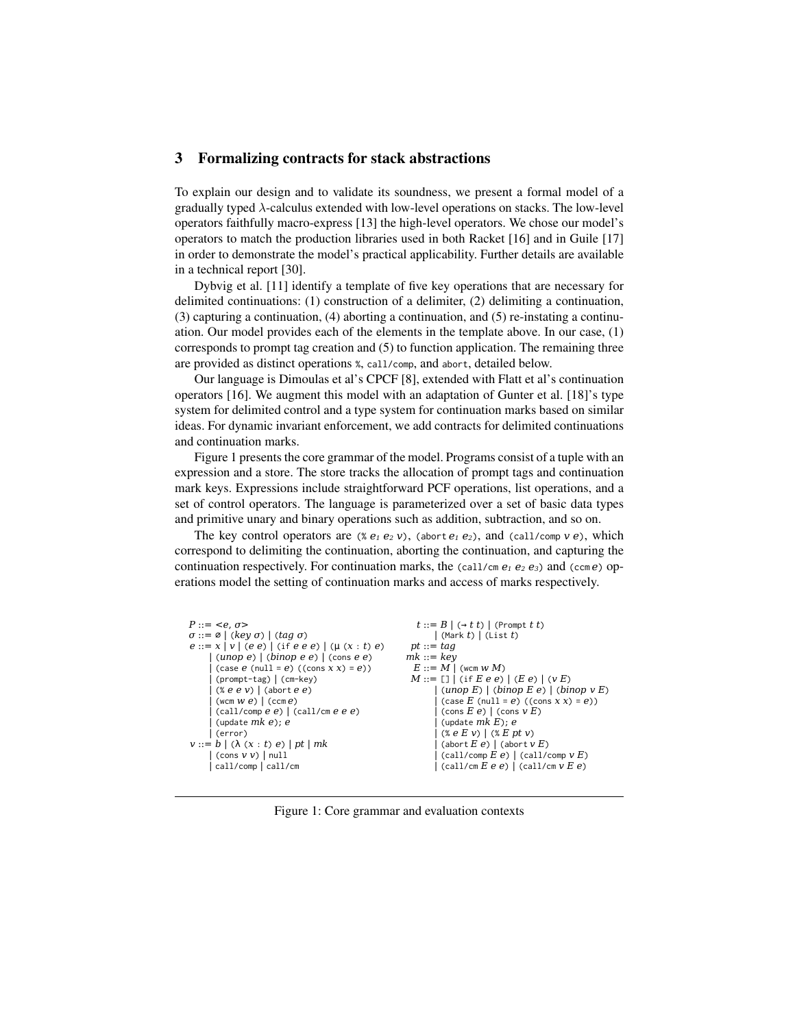## 3 Formalizing contracts for stack abstractions

To explain our design and to validate its soundness, we present a formal model of a gradually typed $\lambda$-calculus extended with low-level operations on stacks. The low-level operators faithfully macro-express [13] the high-level operators. We chose our model's operators to match the production libraries used in both Racket [16] and in Guile [17] in order to demonstrate the model's practical applicability. Further details are available in a technical report [30].

Dybvig et al. [11] identify a template of five key operations that are necessary for delimited continuations: (1) construction of a delimiter, (2) delimiting a continuation, (3) capturing a continuation, (4) aborting a continuation, and (5) re-instating a continuation. Our model provides each of the elements in the template above. In our case, (1) corresponds to prompt tag creation and (5) to function application. The remaining three are provided as distinct operations `%`, `call/comp`, and `abort`, detailed below.

Our language is Dimoulas et al's CPCF [8], extended with Flatt et al's continuation operators [16]. We augment this model with an adaptation of Gunter et al. [18]'s type system for delimited control and a type system for continuation marks based on similar ideas. For dynamic invariant enforcement, we add contracts for delimited continuations and continuation marks.

Figure 1 presents the core grammar of the model. Programs consist of a tuple with an expression and a store. The store tracks the allocation of prompt tags and continuation mark keys. Expressions include straightforward PCF operations, list operations, and a set of control operators. The language is parameterized over a set of basic data types and primitive unary and binary operations such as addition, subtraction, and so on.

The key control operators are (% $e_1$ $e_2$ $v$), (abort $e_1$ $e_2$), and (call/comp $v$ $e$), which correspond to delimiting the continuation, aborting the continuation, and capturing the continuation respectively. For continuation marks, the (call/cm $e_1$ $e_2$ $e_3$) and (ccm $e$) operations model the setting of continuation marks and access of marks respectively.

```
P ::= <e, σ>
σ ::= ∅ | (key σ) | (tag σ)
e ::= x | v | (e e) | (if e e e) | (μ (x : t) e)
    | (unop e) | (binop e e) | (cons e e)
    | (case e (null = e) ((cons x x) = e))
    | (prompt-tag) | (cm-key)
    | (% e e v) | (abort e e)
    | (wcm w e) | (ccm e)
    | (call/comp e e) | (call/cm e e e)
    | (update mk e); e
    | (error)
v ::= b | (λ (x : t) e) | pt | mk
    | (cons v v) | null
    | call/comp | call/cm

t ::= B | (→ t t) | (Prompt t t)
    | (Mark t) | (List t)
pt ::= tag
mk ::= key
E ::= M | (wcm w M)
M ::= [] | (if E e e) | (E e) | (v E)
    | (unop E) | (binop E e) | (binop v E)
    | (case E (null = e) ((cons x x) = e))
    | (cons E e) | (cons v E)
    | (update mk E); e
    | (% e E v) | (% E pt v)
    | (abort E e) | (abort v E)
    | (call/comp E e) | (call/comp v E)
    | (call/cm E e e) | (call/cm v E e)
```

Figure 1: Core grammar and evaluation contexts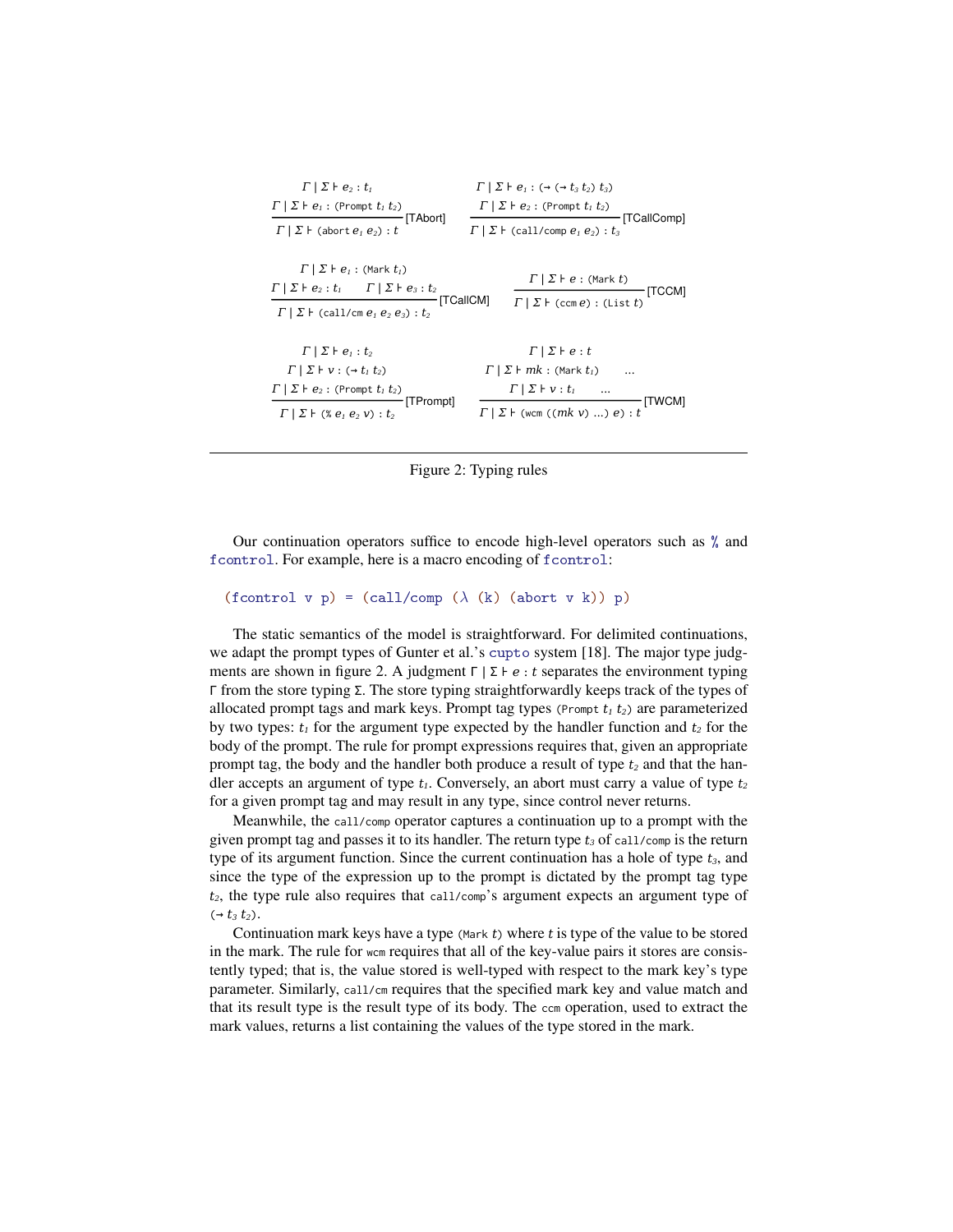$$\frac{\Gamma \mid \Sigma \vdash e_2 : t_1 \quad \Gamma \mid \Sigma \vdash e_1 : (\texttt{Prompt}\ t_1\ t_2)}{\Gamma \mid \Sigma \vdash (\texttt{abort}\ e_1\ e_2) : t}\text{[TAbort]}$$

$$\frac{\Gamma \mid \Sigma \vdash e_1 : (\rightarrow (\rightarrow t_3\ t_2)\ t_3) \quad \Gamma \mid \Sigma \vdash e_2 : (\texttt{Prompt}\ t_1\ t_2)}{\Gamma \mid \Sigma \vdash (\texttt{call/comp}\ e_1\ e_2) : t_3}\text{[TCallComp]}$$

$$\frac{\Gamma \mid \Sigma \vdash e_1 : (\texttt{Mark}\ t_1) \quad \Gamma \mid \Sigma \vdash e_2 : t_1 \quad \Gamma \mid \Sigma \vdash e_3 : t_2}{\Gamma \mid \Sigma \vdash (\texttt{call/cm}\ e_1\ e_2\ e_3) : t_2}\text{[TCallCM]}$$

$$\frac{\Gamma \mid \Sigma \vdash e : (\texttt{Mark}\ t)}{\Gamma \mid \Sigma \vdash (\texttt{ccm}\ e) : (\texttt{List}\ t)}\text{[TCCM]}$$

$$\frac{\Gamma \mid \Sigma \vdash e_1 : t_2 \quad \Gamma \mid \Sigma \vdash v : (\rightarrow t_1\ t_2) \quad \Gamma \mid \Sigma \vdash e_2 : (\texttt{Prompt}\ t_1\ t_2)}{\Gamma \mid \Sigma \vdash (\%\ e_1\ e_2\ v) : t_2}\text{[TPrompt]}$$

$$\frac{\Gamma \mid \Sigma \vdash e : t \quad \Gamma \mid \Sigma \vdash mk : (\texttt{Mark}\ t_1) \ \ldots \quad \Gamma \mid \Sigma \vdash v : t_1 \ \ldots}{\Gamma \mid \Sigma \vdash (\texttt{wcm}\ ((mk\ v)\ \ldots)\ e) : t}\text{[TWCM]}$$

Figure 2: Typing rules

Our continuation operators suffice to encode high-level operators such as `%` and `fcontrol`. For example, here is a macro encoding of `fcontrol`:

```
(fcontrol v p) = (call/comp (λ (k) (abort v k)) p)
```

The static semantics of the model is straightforward. For delimited continuations, we adapt the prompt types of Gunter et al.'s `cupto` system [18]. The major type judgments are shown in figure 2. A judgment $\Gamma \mid \Sigma \vdash e : t$ separates the environment typing $\Gamma$ from the store typing $\Sigma$. The store typing straightforwardly keeps track of the types of allocated prompt tags and mark keys. Prompt tag types (`Prompt` $t_1$ $t_2$) are parameterized by two types: $t_1$ for the argument type expected by the handler function and $t_2$ for the body of the prompt. The rule for prompt expressions requires that, given an appropriate prompt tag, the body and the handler both produce a result of type $t_2$ and that the handler accepts an argument of type $t_1$. Conversely, an abort must carry a value of type $t_2$ for a given prompt tag and may result in any type, since control never returns.

Meanwhile, the `call/comp` operator captures a continuation up to a prompt with the given prompt tag and passes it to its handler. The return type $t_3$ of `call/comp` is the return type of its argument function. Since the current continuation has a hole of type $t_3$, and since the type of the expression up to the prompt is dictated by the prompt tag type $t_2$, the type rule also requires that `call/comp`'s argument expects an argument type of ($\rightarrow t_3\ t_2$).

Continuation mark keys have a type (`Mark` $t$) where $t$ is type of the value to be stored in the mark. The rule for `wcm` requires that all of the key-value pairs it stores are consistently typed; that is, the value stored is well-typed with respect to the mark key's type parameter. Similarly, `call/cm` requires that the specified mark key and value match and that its result type is the result type of its body. The `ccm` operation, used to extract the mark values, returns a list containing the values of the type stored in the mark.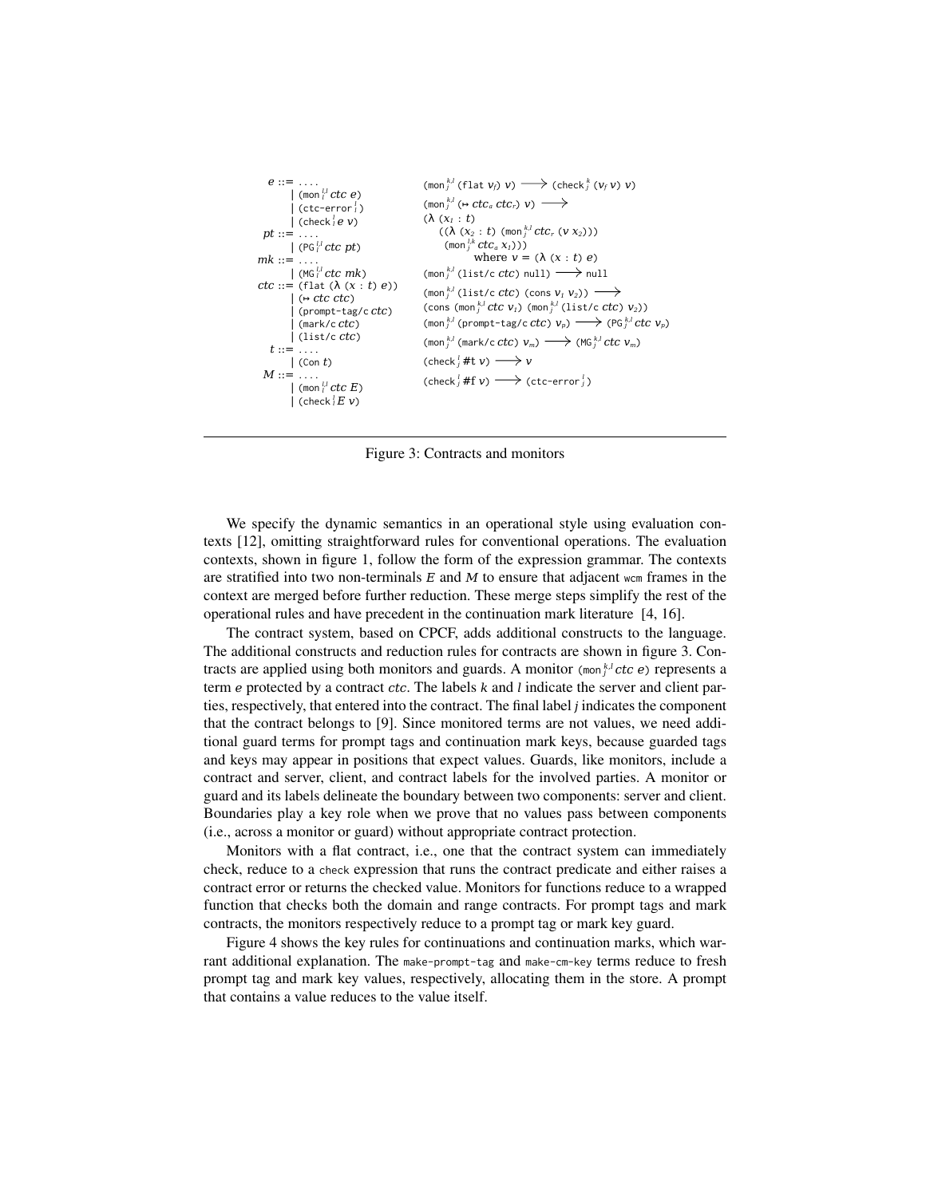```
e ::= ....
    | (mon_l^{l,l} ctc e)
    | (ctc-error_l^l)
    | (check_l^l e v)
pt ::= ....
    | (PG_l^{l,l} ctc pt)
mk ::= ....
    | (MG_l^{l,l} ctc mk)
ctc ::= (flat (λ (x : t) e))
    | (↦ ctc ctc)
    | (prompt-tag/c ctc)
    | (mark/c ctc)
    | (list/c ctc)
t ::= ....
    | (Con t)
M ::= ....
    | (mon_l^{l,l} ctc E)
    | (check_l^l E v)
```

```
(mon_j^{k,l} (flat v_f) v) ⟶ (check_j^k (v_f v) v)
(mon_j^{k,l} (↦ ctc_a ctc_r) v) ⟶
(λ (x_1 : t)
   ((λ (x_2 : t) (mon_j^{k,l} ctc_r (v x_2)))
    (mon_j^{l,k} ctc_a x_1)))
        where v = (λ (x : t) e)
(mon_j^{k,l} (list/c ctc) null) ⟶ null
(mon_j^{k,l} (list/c ctc) (cons v_1 v_2)) ⟶
(cons (mon_j^{k,l} ctc v_1) (mon_j^{k,l} (list/c ctc) v_2))
(mon_j^{k,l} (prompt-tag/c ctc) v_p) ⟶ (PG_j^{k,l} ctc v_p)
(mon_j^{k,l} (mark/c ctc) v_m) ⟶ (MG_j^{k,l} ctc v_m)
(check_j^l #t v) ⟶ v
(check_j^l #f v) ⟶ (ctc-error_j^l)
```

Figure 3: Contracts and monitors

We specify the dynamic semantics in an operational style using evaluation contexts [12], omitting straightforward rules for conventional operations. The evaluation contexts, shown in figure 1, follow the form of the expression grammar. The contexts are stratified into two non-terminals $E$ and $M$ to ensure that adjacent wcm frames in the context are merged before further reduction. These merge steps simplify the rest of the operational rules and have precedent in the continuation mark literature [4, 16].

The contract system, based on CPCF, adds additional constructs to the language. The additional constructs and reduction rules for contracts are shown in figure 3. Contracts are applied using both monitors and guards. A monitor (mon$_j^{k,l}$ *ctc* *e*) represents a term *e* protected by a contract *ctc*. The labels *k* and *l* indicate the server and client parties, respectively, that entered into the contract. The final label *j* indicates the component that the contract belongs to [9]. Since monitored terms are not values, we need additional guard terms for prompt tags and continuation mark keys, because guarded tags and keys may appear in positions that expect values. Guards, like monitors, include a contract and server, client, and contract labels for the involved parties. A monitor or guard and its labels delineate the boundary between two components: server and client. Boundaries play a key role when we prove that no values pass between components (i.e., across a monitor or guard) without appropriate contract protection.

Monitors with a flat contract, i.e., one that the contract system can immediately check, reduce to a check expression that runs the contract predicate and either raises a contract error or returns the checked value. Monitors for functions reduce to a wrapped function that checks both the domain and range contracts. For prompt tags and mark contracts, the monitors respectively reduce to a prompt tag or mark key guard.

Figure 4 shows the key rules for continuations and continuation marks, which warrant additional explanation. The make-prompt-tag and make-cm-key terms reduce to fresh prompt tag and mark key values, respectively, allocating them in the store. A prompt that contains a value reduces to the value itself.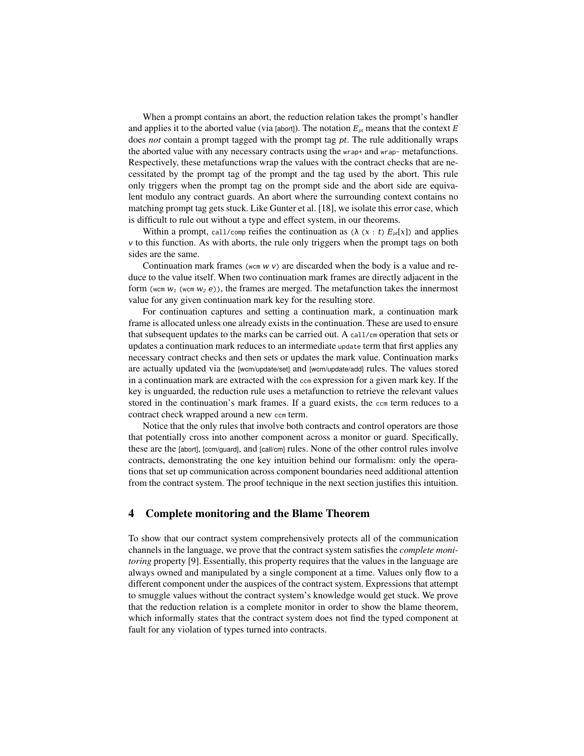When a prompt contains an abort, the reduction relation takes the prompt's handler and applies it to the aborted value (via [abort]). The notation $E_{pt}$ means that the context $E$ does *not* contain a prompt tagged with the prompt tag $pt$. The rule additionally wraps the aborted value with any necessary contracts using the `wrap+` and `wrap-` metafunctions. Respectively, these metafunctions wrap the values with the contract checks that are necessitated by the prompt tag of the prompt and the tag used by the abort. This rule only triggers when the prompt tag on the prompt side and the abort side are equivalent modulo any contract guards. An abort where the surrounding context contains no matching prompt tag gets stuck. Like Gunter et al. [18], we isolate this error case, which is difficult to rule out without a type and effect system, in our theorems.

Within a prompt, `call/comp` reifies the continuation as `(λ (x : t)` $E_{pt}[x]$`)` and applies $v$ to this function. As with aborts, the rule only triggers when the prompt tags on both sides are the same.

Continuation mark frames `(wcm` $w$ $v$`)` are discarded when the body is a value and reduce to the value itself. When two continuation mark frames are directly adjacent in the form `(wcm` $w_1$ `(wcm` $w_2$ $e$`))`, the frames are merged. The metafunction takes the innermost value for any given continuation mark key for the resulting store.

For continuation captures and setting a continuation mark, a continuation mark frame is allocated unless one already exists in the continuation. These are used to ensure that subsequent updates to the marks can be carried out. A `call/cm` operation that sets or updates a continuation mark reduces to an intermediate `update` term that first applies any necessary contract checks and then sets or updates the mark value. Continuation marks are actually updated via the [wcm/update/set] and [wcm/update/add] rules. The values stored in a continuation mark are extracted with the `ccm` expression for a given mark key. If the key is unguarded, the reduction rule uses a metafunction to retrieve the relevant values stored in the continuation's mark frames. If a guard exists, the `ccm` term reduces to a contract check wrapped around a new `ccm` term.

Notice that the only rules that involve both contracts and control operators are those that potentially cross into another component across a monitor or guard. Specifically, these are the [abort], [ccm/guard], and [call/cm] rules. None of the other control rules involve contracts, demonstrating the one key intuition behind our formalism: only the operations that set up communication across component boundaries need additional attention from the contract system. The proof technique in the next section justifies this intuition.

## 4 Complete monitoring and the Blame Theorem

To show that our contract system comprehensively protects all of the communication channels in the language, we prove that the contract system satisfies the *complete monitoring* property [9]. Essentially, this property requires that the values in the language are always owned and manipulated by a single component at a time. Values only flow to a different component under the auspices of the contract system. Expressions that attempt to smuggle values without the contract system's knowledge would get stuck. We prove that the reduction relation is a complete monitor in order to show the blame theorem, which informally states that the contract system does not find the typed component at fault for any violation of types turned into contracts.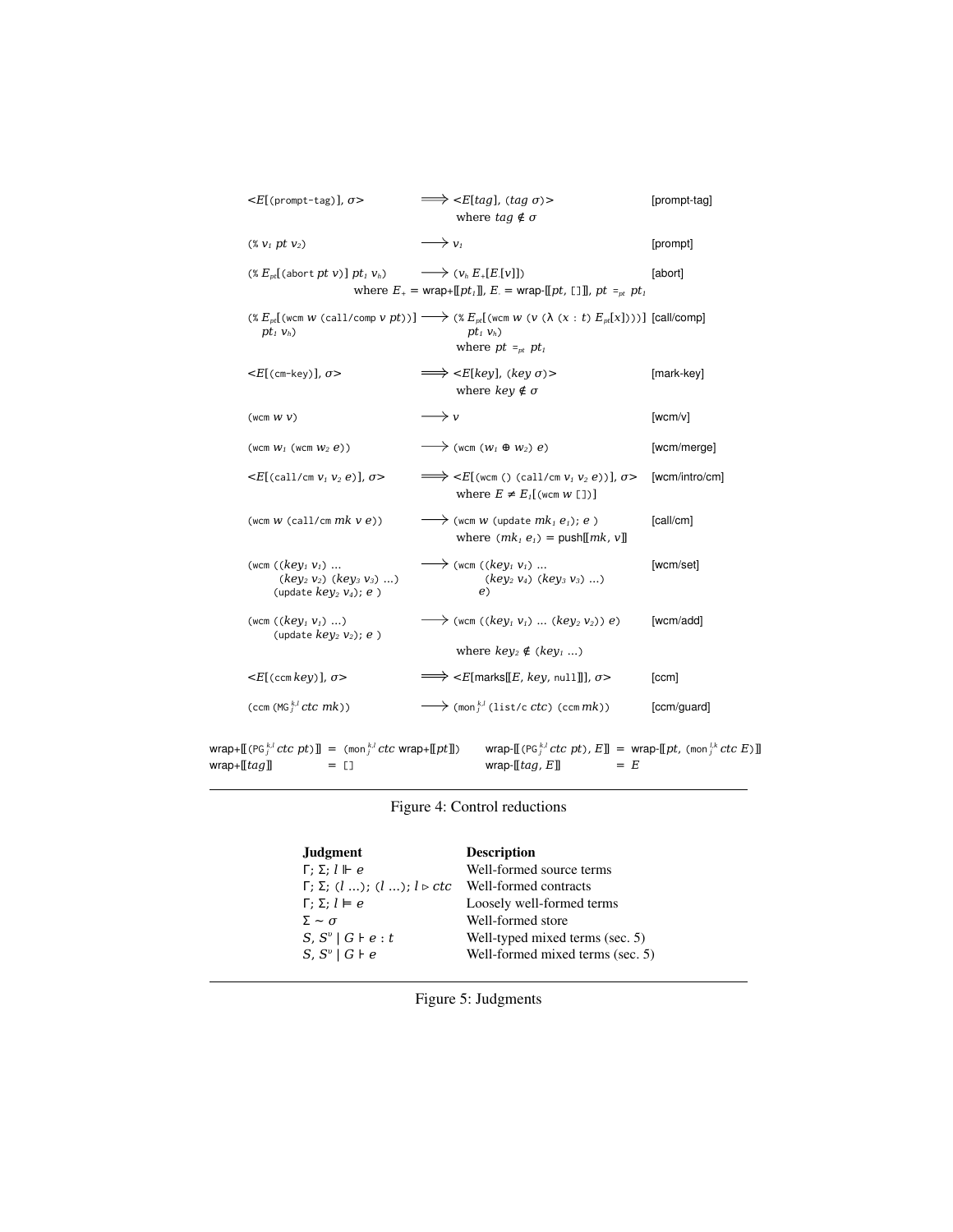| | | |
|---|---|---|
| <$E$[(prompt-tag)], $\sigma$> | $\Longrightarrow$ <$E$[$tag$], ($tag$ $\sigma$)> where $tag \notin \sigma$ | [prompt-tag] |
| (% $v_1$ $pt$ $v_2$) | $\longrightarrow$ $v_1$ | [prompt] |
| (% $E_{pt}$[(abort $pt$ $v$)] $pt_1$ $v_h$) | $\longrightarrow$ ($v_h$ $E_+$[$E_-$[$v$]]) where $E_+$ = wrap+[[$pt_1$]], $E_-$ = wrap-[[$pt$, []]], $pt$ $=_{pt}$ $pt_1$ | [abort] |
| (% $E_{pt}$[(wcm $w$ (call/comp $v$ $pt$))] $pt_1$ $v_h$) | $\longrightarrow$ (% $E_{pt}$[(wcm $w$ ($v$ (λ ($x$ : $t$) $E_{pt}$[$x$])))] $pt_1$ $v_h$) where $pt$ $=_{pt}$ $pt_1$ | [call/comp] |
| <$E$[(cm-key)], $\sigma$> | $\Longrightarrow$ <$E$[$key$], ($key$ $\sigma$)> where $key \notin \sigma$ | [mark-key] |
| (wcm $w$ $v$) | $\longrightarrow$ $v$ | [wcm/v] |
| (wcm $w_1$ (wcm $w_2$ $e$)) | $\longrightarrow$ (wcm ($w_1 \oplus w_2$) $e$) | [wcm/merge] |
| <$E$[(call/cm $v_1$ $v_2$ $e$)], $\sigma$> | $\Longrightarrow$ <$E$[(wcm () (call/cm $v_1$ $v_2$ $e$))], $\sigma$> where $E \neq E_1$[(wcm $w$ [])] | [wcm/intro/cm] |
| (wcm $w$ (call/cm $mk$ $v$ $e$)) | $\longrightarrow$ (wcm $w$ (update $mk_1$ $e_1$); $e$ ) where ($mk_1$ $e_1$) = push[[$mk$, $v$]] | [call/cm] |
| (wcm (($key_1$ $v_1$) ... ($key_2$ $v_2$) ($key_3$ $v_3$) ...) (update $key_2$ $v_4$); $e$ ) | $\longrightarrow$ (wcm (($key_1$ $v_1$) ... ($key_2$ $v_4$) ($key_3$ $v_3$) ...) $e$) | [wcm/set] |
| (wcm (($key_1$ $v_1$) ...) (update $key_2$ $v_2$); $e$ ) | $\longrightarrow$ (wcm (($key_1$ $v_1$) ... ($key_2$ $v_2$)) $e$) where $key_2 \notin$ ($key_1$ ...) | [wcm/add] |
| <$E$[(ccm $key$)], $\sigma$> | $\Longrightarrow$ <$E$[marks[[$E$, $key$, null]]], $\sigma$> | [ccm] |
| (ccm (MG$_j^{k,l}$ $ctc$ $mk$)) | $\longrightarrow$ (mon$_j^{k,l}$ (list/c $ctc$) (ccm $mk$)) | [ccm/guard] |

wrap+[[(PG$_j^{k,l}$ $ctc$ $pt$)]] = (mon$_j^{k,l}$ $ctc$ wrap+[[$pt$]])
wrap+[[$tag$]] = []

wrap-[[(PG$_j^{k,l}$ $ctc$ $pt$), $E$]] = wrap-[[$pt$, (mon$_j^{l,k}$ $ctc$ $E$)]]
wrap-[[$tag$, $E$]] = $E$

Figure 4: Control reductions

| **Judgment** | **Description** |
|---|---|
| $\Gamma$; $\Sigma$; $l \Vdash e$ | Well-formed source terms |
| $\Gamma$; $\Sigma$; ($l$ ...); ($l$ ...); $l \triangleright ctc$ | Well-formed contracts |
| $\Gamma$; $\Sigma$; $l \vDash e$ | Loosely well-formed terms |
| $\Sigma \sim \sigma$ | Well-formed store |
| $S$, $S^v$ \| $G \vdash e : t$ | Well-typed mixed terms (sec. 5) |
| $S$, $S^v$ \| $G \vdash e$ | Well-formed mixed terms (sec. 5) |

Figure 5: Judgments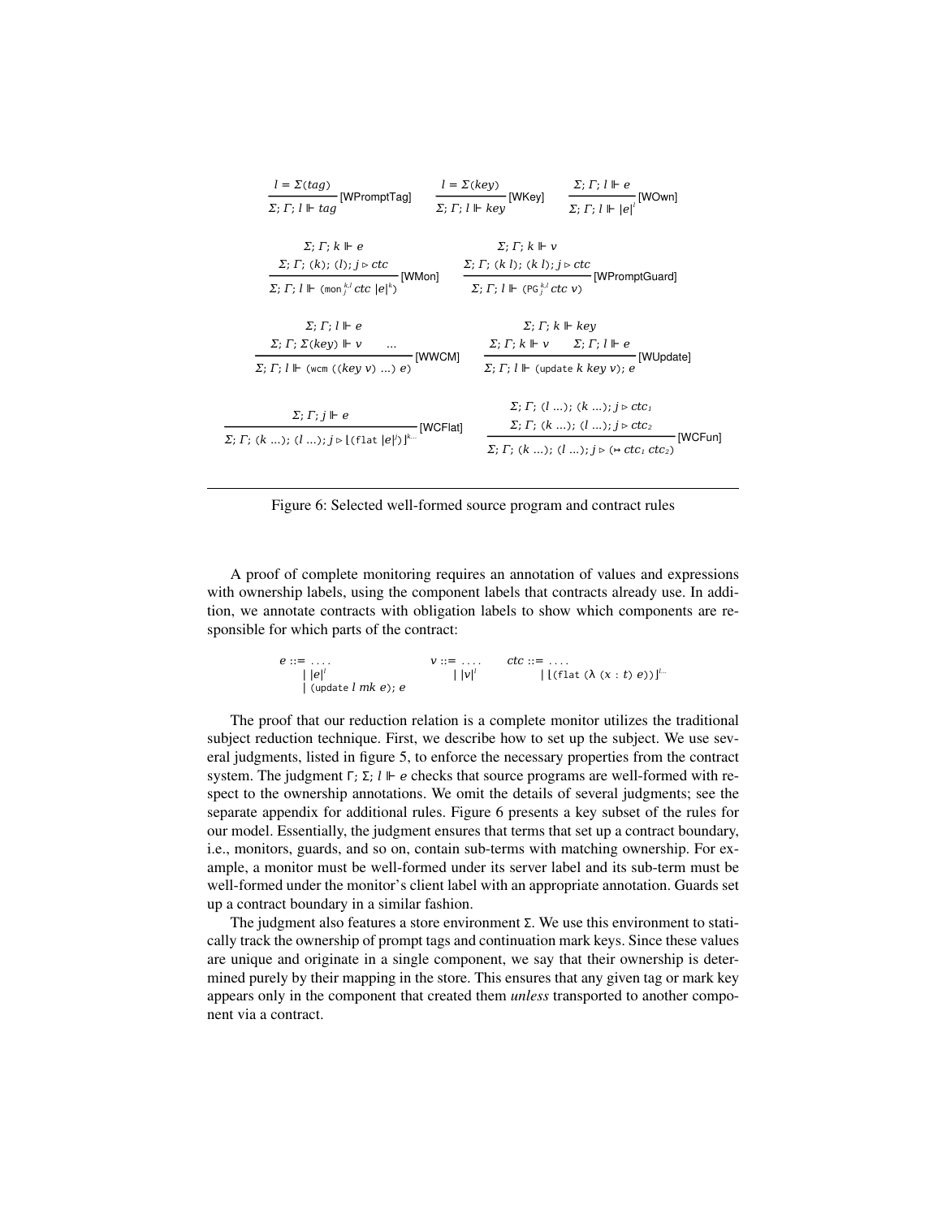$$\frac{l = \Sigma(tag)}{\Sigma;\, \Gamma;\, l \Vdash tag}\,[\text{WPromptTag}] \qquad \frac{l = \Sigma(key)}{\Sigma;\, \Gamma;\, l \Vdash key}\,[\text{WKey}] \qquad \frac{\Sigma;\, \Gamma;\, l \Vdash e}{\Sigma;\, \Gamma;\, l \Vdash |e|^{l}}\,[\text{WOwn}]$$

$$\frac{\Sigma;\, \Gamma;\, k \Vdash e \qquad \Sigma;\, \Gamma;\, (k);\, (l);\, j \triangleright ctc}{\Sigma;\, \Gamma;\, l \Vdash (\texttt{mon}_{j}^{k,l}\ ctc\ |e|^{k})}\,[\text{WMon}] \qquad \frac{\Sigma;\, \Gamma;\, k \Vdash v \qquad \Sigma;\, \Gamma;\, (k\ l);\, (k\ l);\, j \triangleright ctc}{\Sigma;\, \Gamma;\, l \Vdash (\texttt{PG}_{j}^{k,l}\ ctc\ v)}\,[\text{WPromptGuard}]$$

$$\frac{\Sigma;\, \Gamma;\, l \Vdash e \qquad \Sigma;\, \Gamma;\, \Sigma(key) \Vdash v \quad \ldots}{\Sigma;\, \Gamma;\, l \Vdash (\texttt{wcm}\ ((key\ v)\ \ldots)\ e)}\,[\text{WWCM}] \qquad \frac{\Sigma;\, \Gamma;\, k \Vdash key \qquad \Sigma;\, \Gamma;\, k \Vdash v \qquad \Sigma;\, \Gamma;\, l \Vdash e}{\Sigma;\, \Gamma;\, l \Vdash (\texttt{update}\ k\ key\ v);\ e}\,[\text{WUpdate}]$$

$$\frac{\Sigma;\, \Gamma;\, j \Vdash e}{\Sigma;\, \Gamma;\, (k\ \ldots);\, (l\ \ldots);\, j \triangleright \lfloor(\texttt{flat}\ |e|^{j})\rfloor^{k\ldots}}\,[\text{WCFlat}] \qquad \frac{\Sigma;\, \Gamma;\, (l\ \ldots);\, (k\ \ldots);\, j \triangleright ctc_1 \qquad \Sigma;\, \Gamma;\, (k\ \ldots);\, (l\ \ldots);\, j \triangleright ctc_2}{\Sigma;\, \Gamma;\, (k\ \ldots);\, (l\ \ldots);\, j \triangleright (\mapsto ctc_1\ ctc_2)}\,[\text{WCFun}]$$

Figure 6: Selected well-formed source program and contract rules

A proof of complete monitoring requires an annotation of values and expressions with ownership labels, using the component labels that contracts already use. In addition, we annotate contracts with obligation labels to show which components are responsible for which parts of the contract:

$$e ::= \ldots \mid |e|^{l} \mid (\texttt{update}\ l\ mk\ e);\ e \qquad v ::= \ldots \mid |v|^{l} \qquad ctc ::= \ldots \mid \lfloor(\texttt{flat}\ (\lambda\ (x : t)\ e))\rfloor^{l\ldots}$$

The proof that our reduction relation is a complete monitor utilizes the traditional subject reduction technique. First, we describe how to set up the subject. We use several judgments, listed in figure 5, to enforce the necessary properties from the contract system. The judgment $\Gamma;\, \Sigma;\, l \Vdash e$ checks that source programs are well-formed with respect to the ownership annotations. We omit the details of several judgments; see the separate appendix for additional rules. Figure 6 presents a key subset of the rules for our model. Essentially, the judgment ensures that terms that set up a contract boundary, i.e., monitors, guards, and so on, contain sub-terms with matching ownership. For example, a monitor must be well-formed under its server label and its sub-term must be well-formed under the monitor's client label with an appropriate annotation. Guards set up a contract boundary in a similar fashion.

The judgment also features a store environment $\Sigma$. We use this environment to statically track the ownership of prompt tags and continuation mark keys. Since these values are unique and originate in a single component, we say that their ownership is determined purely by their mapping in the store. This ensures that any given tag or mark key appears only in the component that created them *unless* transported to another component via a contract.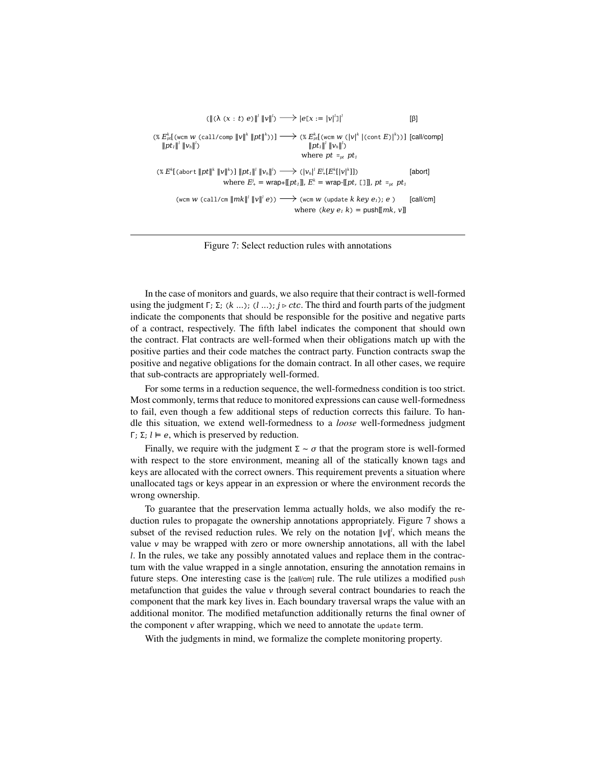$$(\|(\lambda\ (x : t)\ e)\|^{l}\ \|v\|^{l}) \longrightarrow |e[x := |v|^{l}]|^{l} \qquad [\beta]$$

$$\begin{array}{l}(\%\ E^{k}_{pt}[(\texttt{wcm}\ w\ (\texttt{call/comp}\ \|v\|^{k}\ \|pt\|^{k}))] \longrightarrow (\%\ E^{k}_{pt}[(\texttt{wcm}\ w\ (|v|^{k}\ |(\texttt{cont}\ E)|^{k}))] \quad [\text{call/comp}] \\ \quad \|pt_{1}\|^{l}\ \|v_{h}\|^{l}) \qquad\qquad\qquad\qquad\qquad\quad \|pt_{1}\|^{l}\ \|v_{h}\|^{l}) \\ \qquad\qquad\qquad\qquad\qquad\qquad\qquad\qquad \text{where } pt =_{pt} pt_{1}\end{array}$$

$$\begin{array}{l}(\%\ E^{k}[(\texttt{abort}\ \|pt\|^{k}\ \|v\|^{k})]\ \|pt_{1}\|^{l}\ \|v_{h}\|^{l}) \longrightarrow (|v_{h}|^{l}\ E^{j}_{+}[E^{k}[|v|^{k}]]) \quad [\text{abort}] \\ \qquad \text{where } E^{j}_{+} = \text{wrap+}[\![pt_{1}]\!],\ E^{k} = \text{wrap-}[\![pt, [\,]]\!],\ pt =_{pt} pt_{1}\end{array}$$

$$\begin{array}{l}(\texttt{wcm}\ w\ (\texttt{call/cm}\ \|mk\|^{l}\ \|v\|^{l}\ e)) \longrightarrow (\texttt{wcm}\ w\ (\texttt{update}\ k\ key\ e_{1});\ e\ ) \quad [\text{call/cm}] \\ \qquad\qquad \text{where } (key\ e_{1}\ k) = \text{push}[\![mk, v]\!]\end{array}$$

Figure 7: Select reduction rules with annotations

In the case of monitors and guards, we also require that their contract is well-formed using the judgment $\Gamma;\ \Sigma;\ (k\ \ldots);\ (l\ \ldots);\ j \triangleright ctc$. The third and fourth parts of the judgment indicate the components that should be responsible for the positive and negative parts of a contract, respectively. The fifth label indicates the component that should own the contract. Flat contracts are well-formed when their obligations match up with the positive parties and their code matches the contract party. Function contracts swap the positive and negative obligations for the domain contract. In all other cases, we require that sub-contracts are appropriately well-formed.

For some terms in a reduction sequence, the well-formedness condition is too strict. Most commonly, terms that reduce to monitored expressions can cause well-formedness to fail, even though a few additional steps of reduction corrects this failure. To handle this situation, we extend well-formedness to a *loose* well-formedness judgment $\Gamma;\ \Sigma;\ l \vDash e$, which is preserved by reduction.

Finally, we require with the judgment $\Sigma \sim \sigma$ that the program store is well-formed with respect to the store environment, meaning all of the statically known tags and keys are allocated with the correct owners. This requirement prevents a situation where unallocated tags or keys appear in an expression or where the environment records the wrong ownership.

To guarantee that the preservation lemma actually holds, we also modify the reduction rules to propagate the ownership annotations appropriately. Figure 7 shows a subset of the revised reduction rules. We rely on the notation $\|v\|^{l}$, which means the value $v$ may be wrapped with zero or more ownership annotations, all with the label $l$. In the rules, we take any possibly annotated values and replace them in the contractum with the value wrapped in a single annotation, ensuring the annotation remains in future steps. One interesting case is the [call/cm] rule. The rule utilizes a modified push metafunction that guides the value $v$ through several contract boundaries to reach the component that the mark key lives in. Each boundary traversal wraps the value with an additional monitor. The modified metafunction additionally returns the final owner of the component $v$ after wrapping, which we need to annotate the update term.

With the judgments in mind, we formalize the complete monitoring property.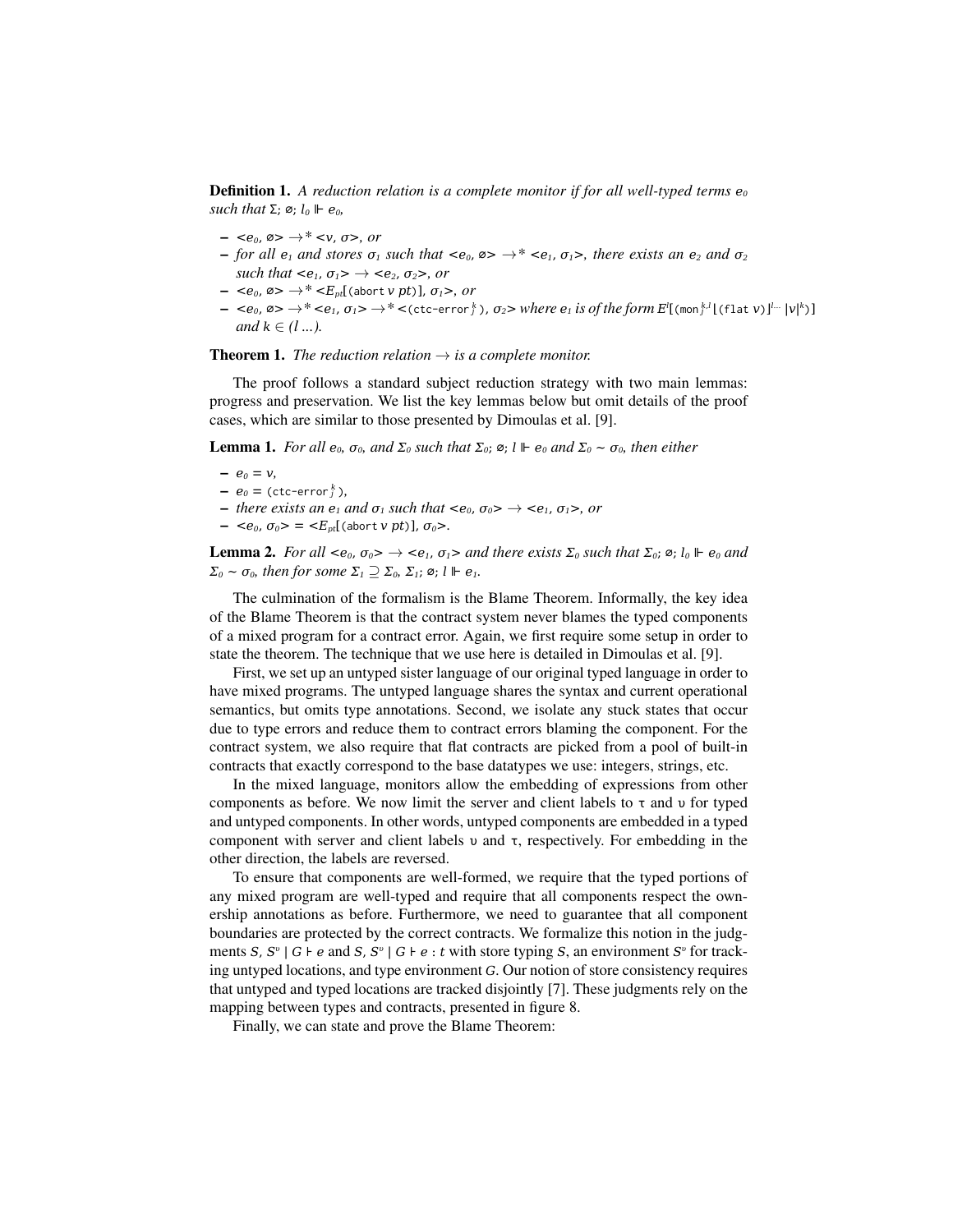**Definition 1.** *A reduction relation is a complete monitor if for all well-typed terms $e_0$ such that $\Sigma$; $\varnothing$; $l_0 \Vdash e_0$,*

- $<e_0, \varnothing> \to^* <v, \sigma>$*, or*
- *for all $e_1$ and stores $\sigma_1$ such that* $<e_0, \varnothing> \to^* <e_1, \sigma_1>$*, there exists an $e_2$ and $\sigma_2$ such that* $<e_1, \sigma_1> \to <e_2, \sigma_2>$*, or*
- $<e_0, \varnothing> \to^* <E_{pt}[$`(abort` $v$ $pt$`)`$], \sigma_1>$*, or*
- $<e_0, \varnothing> \to^* <e_1, \sigma_1> \to^* <$`(ctc-error`$^k_j$`)`$, \sigma_2>$ *where $e_1$ is of the form* $E^l[$`(mon`$^{k,l}_j$ `(flat` $v$`)`$]^{l...}$ $|v|^k$`)`$]$ *and $k \in (l\ ...)$.*

**Theorem 1.** *The reduction relation $\to$ is a complete monitor.*

The proof follows a standard subject reduction strategy with two main lemmas: progress and preservation. We list the key lemmas below but omit details of the proof cases, which are similar to those presented by Dimoulas et al. [9].

**Lemma 1.** *For all $e_0$, $\sigma_0$, and $\Sigma_0$ such that $\Sigma_0$; $\varnothing$; $l \Vdash e_0$ and $\Sigma_0 \sim \sigma_0$, then either*

- $e_0 = v$,
- $e_0 =$ `(ctc-error`$^k_j$`)`,
- *there exists an $e_1$ and $\sigma_1$ such that* $<e_0, \sigma_0> \to <e_1, \sigma_1>$*, or*
- $<e_0, \sigma_0> = <E_{pt}[$`(abort` $v$ $pt$`)`$], \sigma_0>$.

**Lemma 2.** *For all* $<e_0, \sigma_0> \to <e_1, \sigma_1>$ *and there exists $\Sigma_0$ such that $\Sigma_0$; $\varnothing$; $l_0 \Vdash e_0$ and $\Sigma_0 \sim \sigma_0$, then for some $\Sigma_1 \supseteq \Sigma_0$, $\Sigma_1$; $\varnothing$; $l \Vdash e_1$.*

The culmination of the formalism is the Blame Theorem. Informally, the key idea of the Blame Theorem is that the contract system never blames the typed components of a mixed program for a contract error. Again, we first require some setup in order to state the theorem. The technique that we use here is detailed in Dimoulas et al. [9].

First, we set up an untyped sister language of our original typed language in order to have mixed programs. The untyped language shares the syntax and current operational semantics, but omits type annotations. Second, we isolate any stuck states that occur due to type errors and reduce them to contract errors blaming the component. For the contract system, we also require that flat contracts are picked from a pool of built-in contracts that exactly correspond to the base datatypes we use: integers, strings, etc.

In the mixed language, monitors allow the embedding of expressions from other components as before. We now limit the server and client labels to $\tau$ and $\upsilon$ for typed and untyped components. In other words, untyped components are embedded in a typed component with server and client labels $\upsilon$ and $\tau$, respectively. For embedding in the other direction, the labels are reversed.

To ensure that components are well-formed, we require that the typed portions of any mixed program are well-typed and require that all components respect the ownership annotations as before. Furthermore, we need to guarantee that all component boundaries are protected by the correct contracts. We formalize this notion in the judgments $S$, $S^\upsilon$ | $G \vdash e$ and $S$, $S^\upsilon$ | $G \vdash e : t$ with store typing $S$, an environment $S^\upsilon$ for tracking untyped locations, and type environment $G$. Our notion of store consistency requires that untyped and typed locations are tracked disjointly [7]. These judgments rely on the mapping between types and contracts, presented in figure 8.

Finally, we can state and prove the Blame Theorem: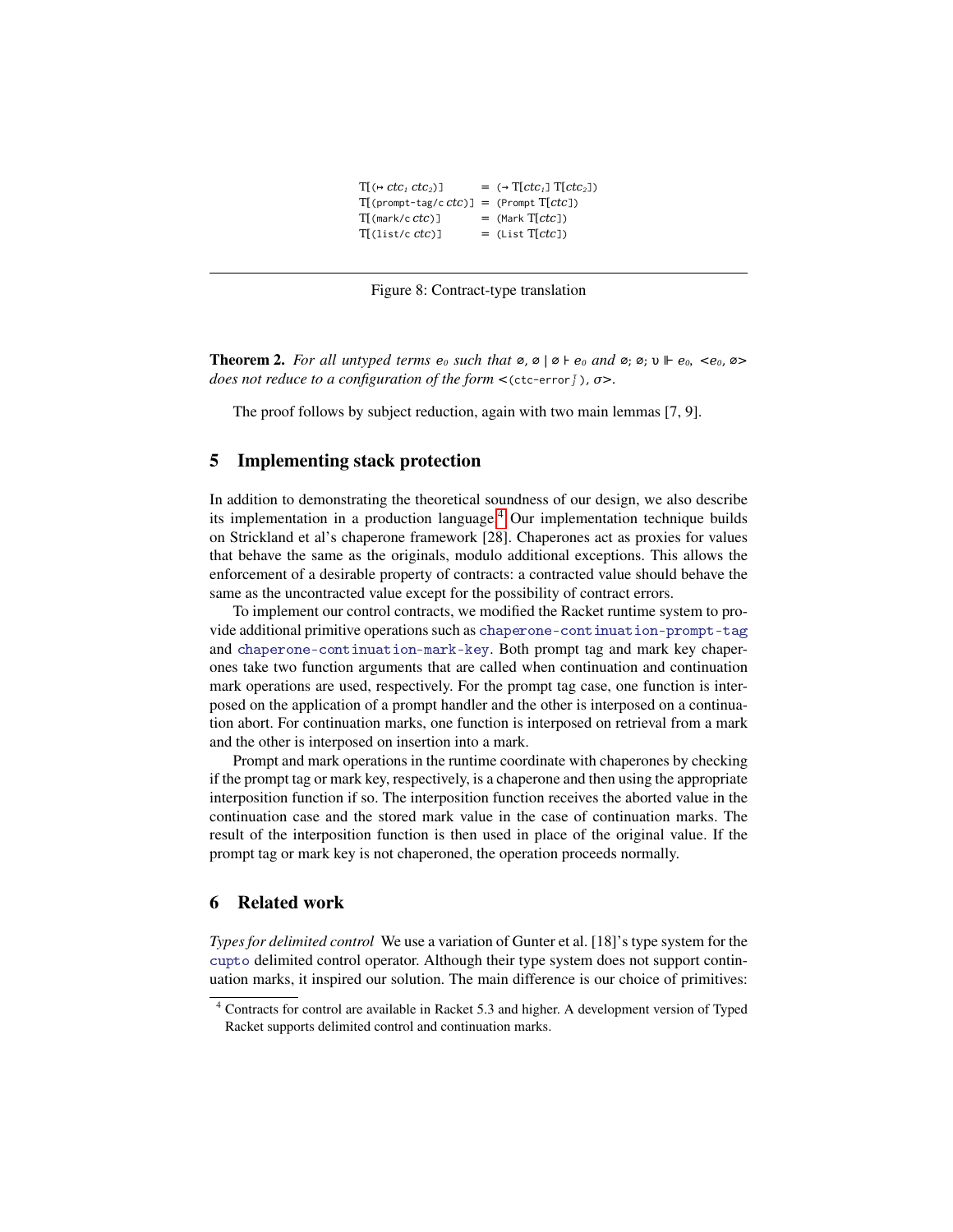```
T[(↦ ctc1 ctc2)]          = (→ T[ctc1] T[ctc2])
T[(prompt-tag/c ctc)]     = (Prompt T[ctc])
T[(mark/c ctc)]           = (Mark T[ctc])
T[(list/c ctc)]           = (List T[ctc])
```

Figure 8: Contract-type translation

**Theorem 2.** *For all untyped terms $e_0$ such that $\varnothing, \varnothing \mid \varnothing \vdash e_0$ and $\varnothing; \varnothing; \upsilon \Vdash e_0$, $<e_0, \varnothing>$ does not reduce to a configuration of the form* $<$`(ctc-error` $\jmath$`)`$, \sigma>$.

The proof follows by subject reduction, again with two main lemmas [7, 9].

## 5 Implementing stack protection

In addition to demonstrating the theoretical soundness of our design, we also describe its implementation in a production language.[4] Our implementation technique builds on Strickland et al's chaperone framework [28]. Chaperones act as proxies for values that behave the same as the originals, modulo additional exceptions. This allows the enforcement of a desirable property of contracts: a contracted value should behave the same as the uncontracted value except for the possibility of contract errors.

To implement our control contracts, we modified the Racket runtime system to provide additional primitive operations such as `chaperone-continuation-prompt-tag` and `chaperone-continuation-mark-key`. Both prompt tag and mark key chaperones take two function arguments that are called when continuation and continuation mark operations are used, respectively. For the prompt tag case, one function is interposed on the application of a prompt handler and the other is interposed on a continuation abort. For continuation marks, one function is interposed on retrieval from a mark and the other is interposed on insertion into a mark.

Prompt and mark operations in the runtime coordinate with chaperones by checking if the prompt tag or mark key, respectively, is a chaperone and then using the appropriate interposition function if so. The interposition function receives the aborted value in the continuation case and the stored mark value in the case of continuation marks. The result of the interposition function is then used in place of the original value. If the prompt tag or mark key is not chaperoned, the operation proceeds normally.

## 6 Related work

*Types for delimited control* We use a variation of Gunter et al. [18]'s type system for the `cupto` delimited control operator. Although their type system does not support continuation marks, it inspired our solution. The main difference is our choice of primitives:

[4] Contracts for control are available in Racket 5.3 and higher. A development version of Typed Racket supports delimited control and continuation marks.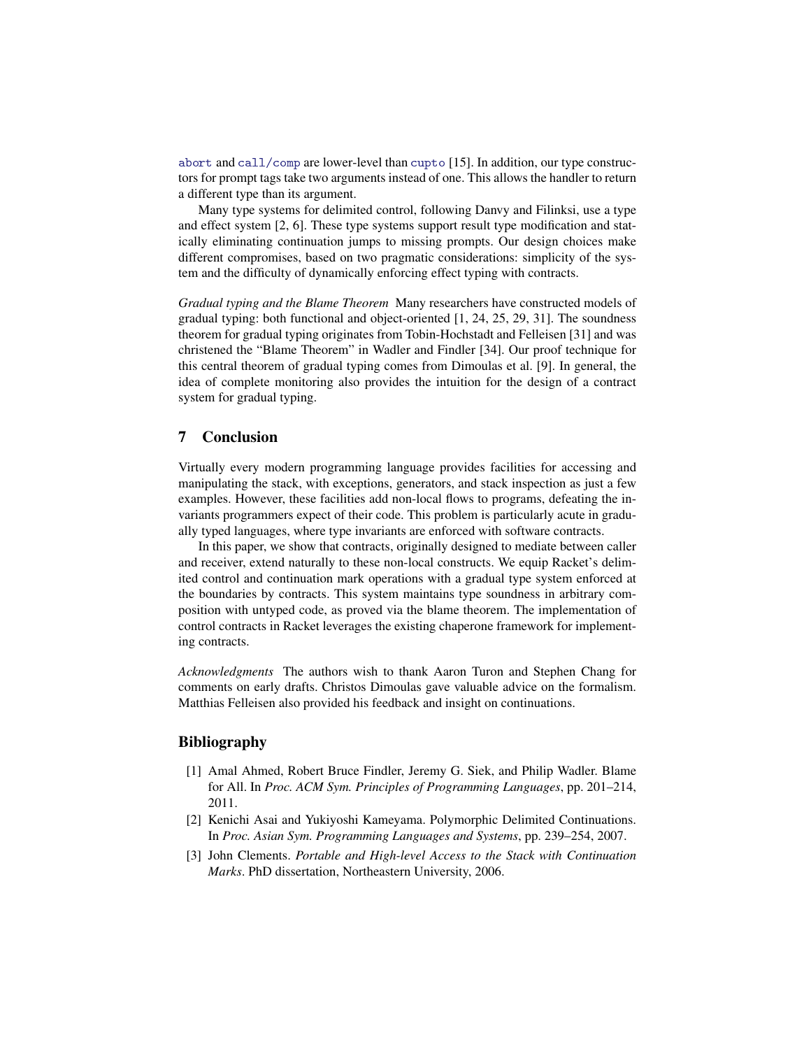`abort` and `call/comp` are lower-level than `cupto` [15]. In addition, our type constructors for prompt tags take two arguments instead of one. This allows the handler to return a different type than its argument.

Many type systems for delimited control, following Danvy and Filinksi, use a type and effect system [2, 6]. These type systems support result type modification and statically eliminating continuation jumps to missing prompts. Our design choices make different compromises, based on two pragmatic considerations: simplicity of the system and the difficulty of dynamically enforcing effect typing with contracts.

*Gradual typing and the Blame Theorem* Many researchers have constructed models of gradual typing: both functional and object-oriented [1, 24, 25, 29, 31]. The soundness theorem for gradual typing originates from Tobin-Hochstadt and Felleisen [31] and was christened the "Blame Theorem" in Wadler and Findler [34]. Our proof technique for this central theorem of gradual typing comes from Dimoulas et al. [9]. In general, the idea of complete monitoring also provides the intuition for the design of a contract system for gradual typing.

## 7 Conclusion

Virtually every modern programming language provides facilities for accessing and manipulating the stack, with exceptions, generators, and stack inspection as just a few examples. However, these facilities add non-local flows to programs, defeating the invariants programmers expect of their code. This problem is particularly acute in gradually typed languages, where type invariants are enforced with software contracts.

In this paper, we show that contracts, originally designed to mediate between caller and receiver, extend naturally to these non-local constructs. We equip Racket's delimited control and continuation mark operations with a gradual type system enforced at the boundaries by contracts. This system maintains type soundness in arbitrary composition with untyped code, as proved via the blame theorem. The implementation of control contracts in Racket leverages the existing chaperone framework for implementing contracts.

*Acknowledgments* The authors wish to thank Aaron Turon and Stephen Chang for comments on early drafts. Christos Dimoulas gave valuable advice on the formalism. Matthias Felleisen also provided his feedback and insight on continuations.

## Bibliography

[1] Amal Ahmed, Robert Bruce Findler, Jeremy G. Siek, and Philip Wadler. Blame for All. In *Proc. ACM Sym. Principles of Programming Languages*, pp. 201–214, 2011.

[2] Kenichi Asai and Yukiyoshi Kameyama. Polymorphic Delimited Continuations. In *Proc. Asian Sym. Programming Languages and Systems*, pp. 239–254, 2007.

[3] John Clements. *Portable and High-level Access to the Stack with Continuation Marks*. PhD dissertation, Northeastern University, 2006.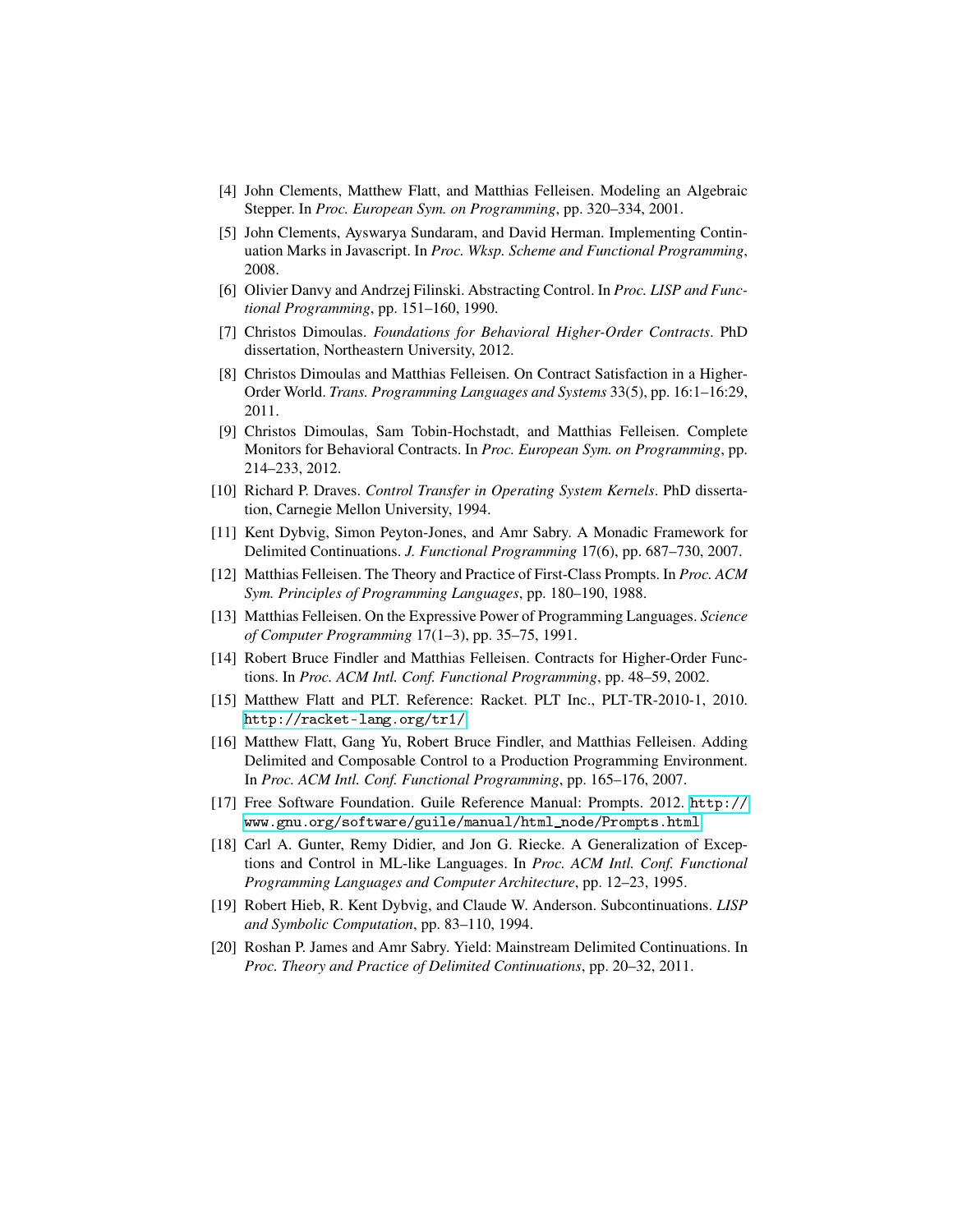[4] John Clements, Matthew Flatt, and Matthias Felleisen. Modeling an Algebraic Stepper. In *Proc. European Sym. on Programming*, pp. 320–334, 2001.

[5] John Clements, Ayswarya Sundaram, and David Herman. Implementing Continuation Marks in Javascript. In *Proc. Wksp. Scheme and Functional Programming*, 2008.

[6] Olivier Danvy and Andrzej Filinski. Abstracting Control. In *Proc. LISP and Functional Programming*, pp. 151–160, 1990.

[7] Christos Dimoulas. *Foundations for Behavioral Higher-Order Contracts*. PhD dissertation, Northeastern University, 2012.

[8] Christos Dimoulas and Matthias Felleisen. On Contract Satisfaction in a Higher-Order World. *Trans. Programming Languages and Systems* 33(5), pp. 16:1–16:29, 2011.

[9] Christos Dimoulas, Sam Tobin-Hochstadt, and Matthias Felleisen. Complete Monitors for Behavioral Contracts. In *Proc. European Sym. on Programming*, pp. 214–233, 2012.

[10] Richard P. Draves. *Control Transfer in Operating System Kernels*. PhD dissertation, Carnegie Mellon University, 1994.

[11] Kent Dybvig, Simon Peyton-Jones, and Amr Sabry. A Monadic Framework for Delimited Continuations. *J. Functional Programming* 17(6), pp. 687–730, 2007.

[12] Matthias Felleisen. The Theory and Practice of First-Class Prompts. In *Proc. ACM Sym. Principles of Programming Languages*, pp. 180–190, 1988.

[13] Matthias Felleisen. On the Expressive Power of Programming Languages. *Science of Computer Programming* 17(1–3), pp. 35–75, 1991.

[14] Robert Bruce Findler and Matthias Felleisen. Contracts for Higher-Order Functions. In *Proc. ACM Intl. Conf. Functional Programming*, pp. 48–59, 2002.

[15] Matthew Flatt and PLT. Reference: Racket. PLT Inc., PLT-TR-2010-1, 2010. `http://racket-lang.org/tr1/`

[16] Matthew Flatt, Gang Yu, Robert Bruce Findler, and Matthias Felleisen. Adding Delimited and Composable Control to a Production Programming Environment. In *Proc. ACM Intl. Conf. Functional Programming*, pp. 165–176, 2007.

[17] Free Software Foundation. Guile Reference Manual: Prompts. 2012. `http://www.gnu.org/software/guile/manual/html_node/Prompts.html`

[18] Carl A. Gunter, Remy Didier, and Jon G. Riecke. A Generalization of Exceptions and Control in ML-like Languages. In *Proc. ACM Intl. Conf. Functional Programming Languages and Computer Architecture*, pp. 12–23, 1995.

[19] Robert Hieb, R. Kent Dybvig, and Claude W. Anderson. Subcontinuations. *LISP and Symbolic Computation*, pp. 83–110, 1994.

[20] Roshan P. James and Amr Sabry. Yield: Mainstream Delimited Continuations. In *Proc. Theory and Practice of Delimited Continuations*, pp. 20–32, 2011.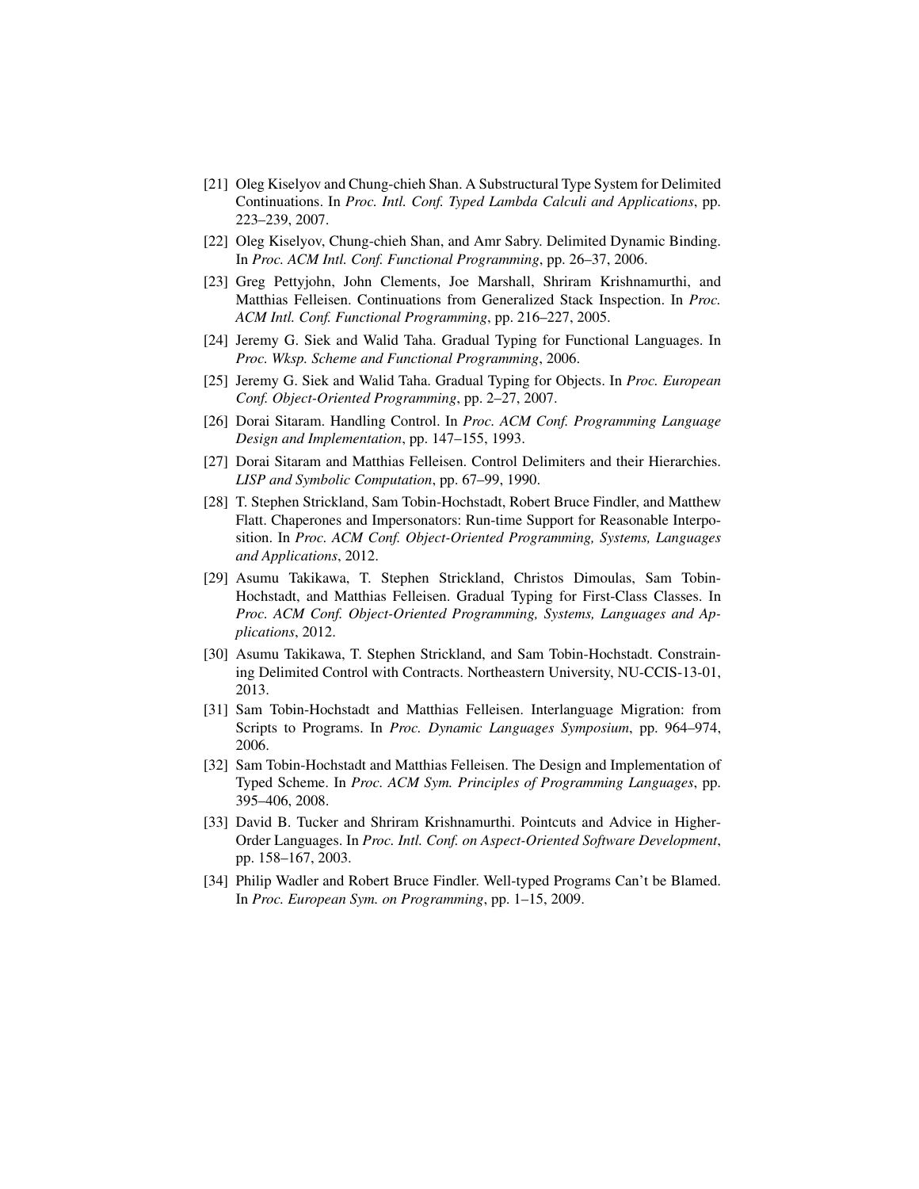[21] Oleg Kiselyov and Chung-chieh Shan. A Substructural Type System for Delimited Continuations. In *Proc. Intl. Conf. Typed Lambda Calculi and Applications*, pp. 223–239, 2007.

[22] Oleg Kiselyov, Chung-chieh Shan, and Amr Sabry. Delimited Dynamic Binding. In *Proc. ACM Intl. Conf. Functional Programming*, pp. 26–37, 2006.

[23] Greg Pettyjohn, John Clements, Joe Marshall, Shriram Krishnamurthi, and Matthias Felleisen. Continuations from Generalized Stack Inspection. In *Proc. ACM Intl. Conf. Functional Programming*, pp. 216–227, 2005.

[24] Jeremy G. Siek and Walid Taha. Gradual Typing for Functional Languages. In *Proc. Wksp. Scheme and Functional Programming*, 2006.

[25] Jeremy G. Siek and Walid Taha. Gradual Typing for Objects. In *Proc. European Conf. Object-Oriented Programming*, pp. 2–27, 2007.

[26] Dorai Sitaram. Handling Control. In *Proc. ACM Conf. Programming Language Design and Implementation*, pp. 147–155, 1993.

[27] Dorai Sitaram and Matthias Felleisen. Control Delimiters and their Hierarchies. *LISP and Symbolic Computation*, pp. 67–99, 1990.

[28] T. Stephen Strickland, Sam Tobin-Hochstadt, Robert Bruce Findler, and Matthew Flatt. Chaperones and Impersonators: Run-time Support for Reasonable Interposition. In *Proc. ACM Conf. Object-Oriented Programming, Systems, Languages and Applications*, 2012.

[29] Asumu Takikawa, T. Stephen Strickland, Christos Dimoulas, Sam Tobin-Hochstadt, and Matthias Felleisen. Gradual Typing for First-Class Classes. In *Proc. ACM Conf. Object-Oriented Programming, Systems, Languages and Applications*, 2012.

[30] Asumu Takikawa, T. Stephen Strickland, and Sam Tobin-Hochstadt. Constraining Delimited Control with Contracts. Northeastern University, NU-CCIS-13-01, 2013.

[31] Sam Tobin-Hochstadt and Matthias Felleisen. Interlanguage Migration: from Scripts to Programs. In *Proc. Dynamic Languages Symposium*, pp. 964–974, 2006.

[32] Sam Tobin-Hochstadt and Matthias Felleisen. The Design and Implementation of Typed Scheme. In *Proc. ACM Sym. Principles of Programming Languages*, pp. 395–406, 2008.

[33] David B. Tucker and Shriram Krishnamurthi. Pointcuts and Advice in Higher-Order Languages. In *Proc. Intl. Conf. on Aspect-Oriented Software Development*, pp. 158–167, 2003.

[34] Philip Wadler and Robert Bruce Findler. Well-typed Programs Can't be Blamed. In *Proc. European Sym. on Programming*, pp. 1–15, 2009.